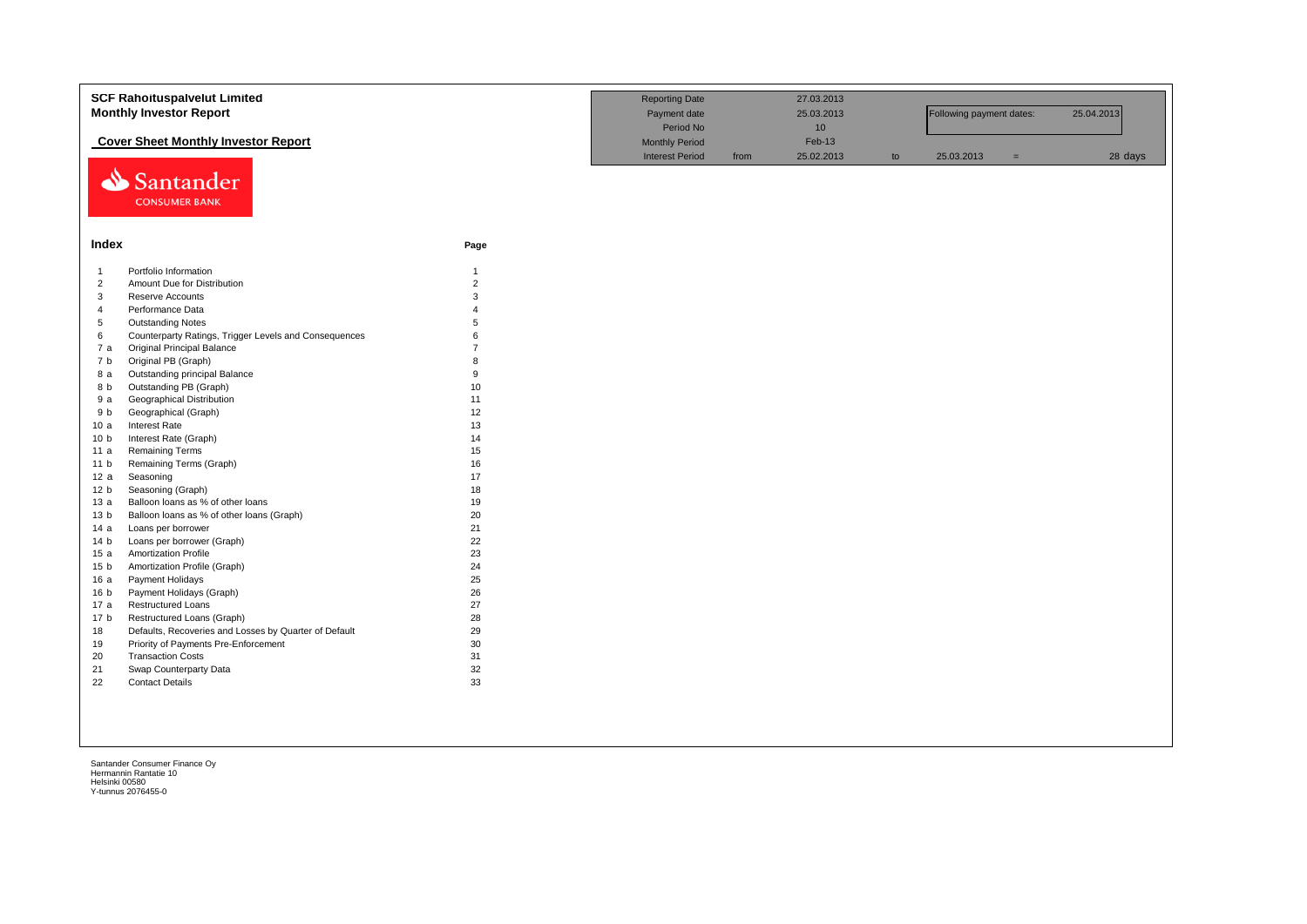**SCF Rahoituspalvelut Limited**
**Monthly Investor Report**

**Cover Sheet Monthly Investor Report**

| | | | | | | |
|---|---|---|---|---|---|---|
| Reporting Date | | 27.03.2013 | | | | |
| Payment date | | 25.03.2013 | | Following payment dates: | | 25.04.2013 |
| Period No | | 10 | | | | |
| Monthly Period | | Feb-13 | | | | |
| Interest Period | from | 25.02.2013 | to | 25.03.2013 | = | 28 days |

Santander
CONSUMER BANK

## Index

| | | Page |
|---|---|---|
| 1 | Portfolio Information | 1 |
| 2 | Amount Due for Distribution | 2 |
| 3 | Reserve Accounts | 3 |
| 4 | Performance Data | 4 |
| 5 | Outstanding Notes | 5 |
| 6 | Counterparty Ratings, Trigger Levels and Consequences | 6 |
| 7 a | Original Principal Balance | 7 |
| 7 b | Original PB (Graph) | 8 |
| 8 a | Outstanding principal Balance | 9 |
| 8 b | Outstanding PB (Graph) | 10 |
| 9 a | Geographical Distribution | 11 |
| 9 b | Geographical (Graph) | 12 |
| 10 a | Interest Rate | 13 |
| 10 b | Interest Rate (Graph) | 14 |
| 11 a | Remaining Terms | 15 |
| 11 b | Remaining Terms (Graph) | 16 |
| 12 a | Seasoning | 17 |
| 12 b | Seasoning (Graph) | 18 |
| 13 a | Balloon loans as % of other loans | 19 |
| 13 b | Balloon loans as % of other loans (Graph) | 20 |
| 14 a | Loans per borrower | 21 |
| 14 b | Loans per borrower (Graph) | 22 |
| 15 a | Amortization Profile | 23 |
| 15 b | Amortization Profile (Graph) | 24 |
| 16 a | Payment Holidays | 25 |
| 16 b | Payment Holidays (Graph) | 26 |
| 17 a | Restructured Loans | 27 |
| 17 b | Restructured Loans (Graph) | 28 |
| 18 | Defaults, Recoveries and Losses by Quarter of Default | 29 |
| 19 | Priority of Payments Pre-Enforcement | 30 |
| 20 | Transaction Costs | 31 |
| 21 | Swap Counterparty Data | 32 |
| 22 | Contact Details | 33 |

Santander Consumer Finance Oy
Hermannin Rantatie 10
Helsinki 00580
Y-tunnus 2076455-0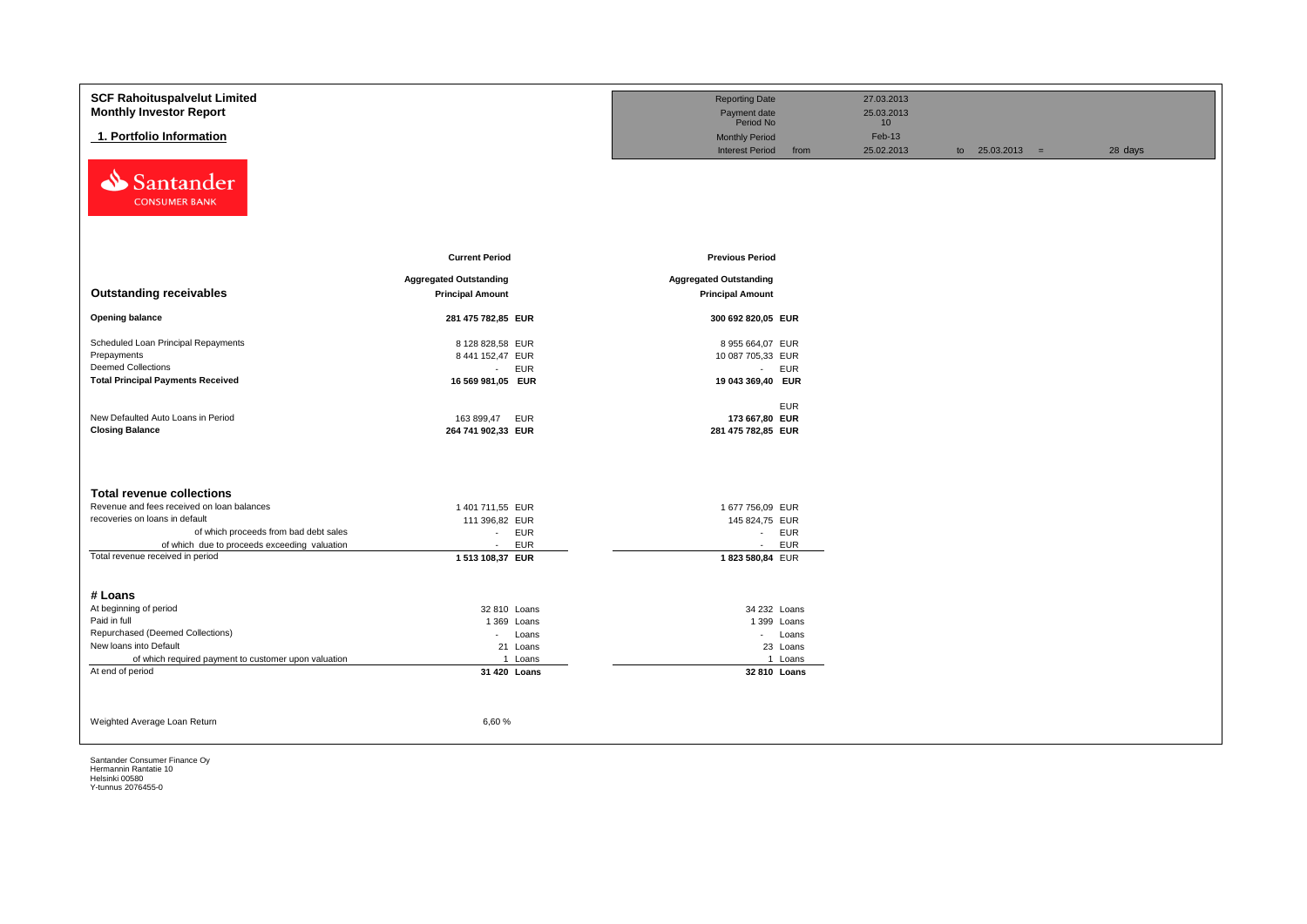**SCF Rahoituspalvelut Limited**
**Monthly Investor Report**

## 1. Portfolio Information

| | | | | | |
|---|---|---|---|---|---|
| Reporting Date | | 27.03.2013 | | | |
| Payment date | | 25.03.2013 | | | |
| Period No | | 10 | | | |
| Monthly Period | | Feb-13 | | | |
| Interest Period | from | 25.02.2013 | to | 25.03.2013 = | 28 days |

| Outstanding receivables | Current Period Aggregated Outstanding Principal Amount | | Previous Period Aggregated Outstanding Principal Amount | |
|---|---|---|---|---|
| **Opening balance** | **281 475 782,85** | **EUR** | **300 692 820,05** | **EUR** |
| Scheduled Loan Principal Repayments | 8 128 828,58 | EUR | 8 955 664,07 | EUR |
| Prepayments | 8 441 152,47 | EUR | 10 087 705,33 | EUR |
| Deemed Collections | - | EUR | - | EUR |
| **Total Principal Payments Received** | **16 569 981,05** | **EUR** | **19 043 369,40** | **EUR** |
| | | | | EUR |
| New Defaulted Auto Loans in Period | 163 899,47 | EUR | **173 667,80** | **EUR** |
| **Closing Balance** | **264 741 902,33** | **EUR** | **281 475 782,85** | **EUR** |

| Total revenue collections | Current Period | | Previous Period | |
|---|---|---|---|---|
| Revenue and fees received on loan balances | 1 401 711,55 | EUR | 1 677 756,09 | EUR |
| recoveries on loans in default | 111 396,82 | EUR | 145 824,75 | EUR |
| of which proceeds from bad debt sales | - | EUR | - | EUR |
| of which due to proceeds exceeding valuation | - | EUR | - | EUR |
| Total revenue received in period | **1 513 108,37** | **EUR** | **1 823 580,84** | EUR |

| # Loans | Current Period | | Previous Period | |
|---|---|---|---|---|
| At beginning of period | 32 810 | Loans | 34 232 | Loans |
| Paid in full | 1 369 | Loans | 1 399 | Loans |
| Repurchased (Deemed Collections) | - | Loans | - | Loans |
| New loans into Default | 21 | Loans | 23 | Loans |
| of which required payment to customer upon valuation | 1 | Loans | 1 | Loans |
| At end of period | **31 420** | **Loans** | **32 810** | **Loans** |

Weighted Average Loan Return 6,60 %

Santander Consumer Finance Oy
Hermannin Rantatie 10
Helsinki 00580
Y-tunnus 2076455-0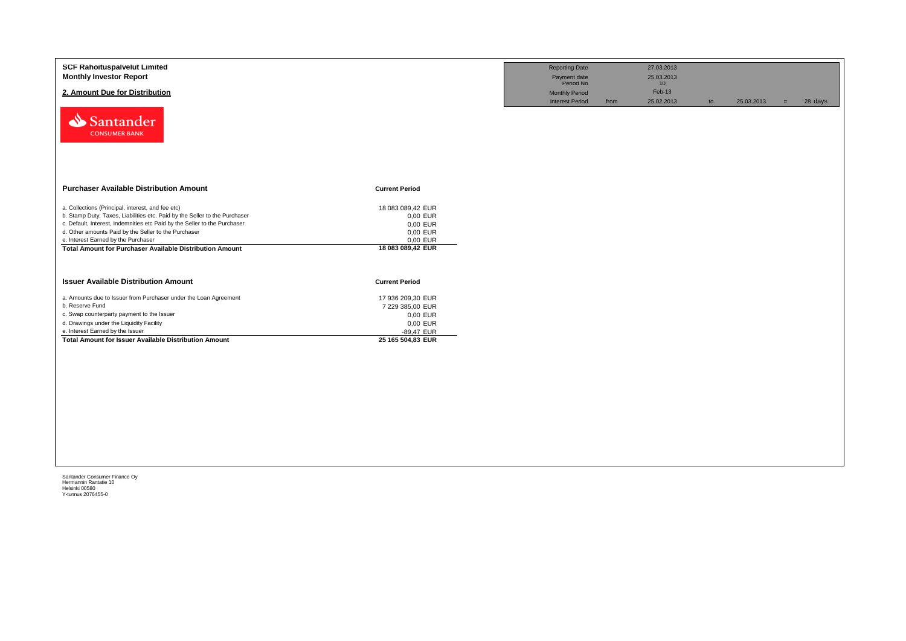**SCF Rahoituspalvelut Limited**
**Monthly Investor Report**

## 2. Amount Due for Distribution

| | | | | | | |
|---|---|---|---|---|---|---|
| Reporting Date | | 27.03.2013 | | | | |
| Payment date | | 25.03.2013 | | | | |
| Period No | | 10 | | | | |
| Monthly Period | | Feb-13 | | | | |
| Interest Period | from | 25.02.2013 | to | 25.03.2013 | = | 28 days |

| Purchaser Available Distribution Amount | Current Period |
|---|---|
| a. Collections (Principal, interest, and fee etc) | 18 083 089,42 EUR |
| b. Stamp Duty, Taxes, Liabilities etc. Paid by the Seller to the Purchaser | 0,00 EUR |
| c. Default, Interest, Indemnities etc Paid by the Seller to the Purchaser | 0,00 EUR |
| d. Other amounts Paid by the Seller to the Purchaser | 0,00 EUR |
| e. Interest Earned by the Purchaser | 0,00 EUR |
| **Total Amount for Purchaser Available Distribution Amount** | **18 083 089,42 EUR** |

| Issuer Available Distribution Amount | Current Period |
|---|---|
| a. Amounts due to Issuer from Purchaser under the Loan Agreement | 17 936 209,30 EUR |
| b. Reserve Fund | 7 229 385,00 EUR |
| c. Swap counterparty payment to the Issuer | 0,00 EUR |
| d. Drawings under the Liquidity Facility | 0,00 EUR |
| e. Interest Earned by the Issuer | -89,47 EUR |
| **Total Amount for Issuer Available Distribution Amount** | **25 165 504,83 EUR** |

Santander Consumer Finance Oy
Hermannin Rantatie 10
Helsinki 00580
Y-tunnus 2076455-0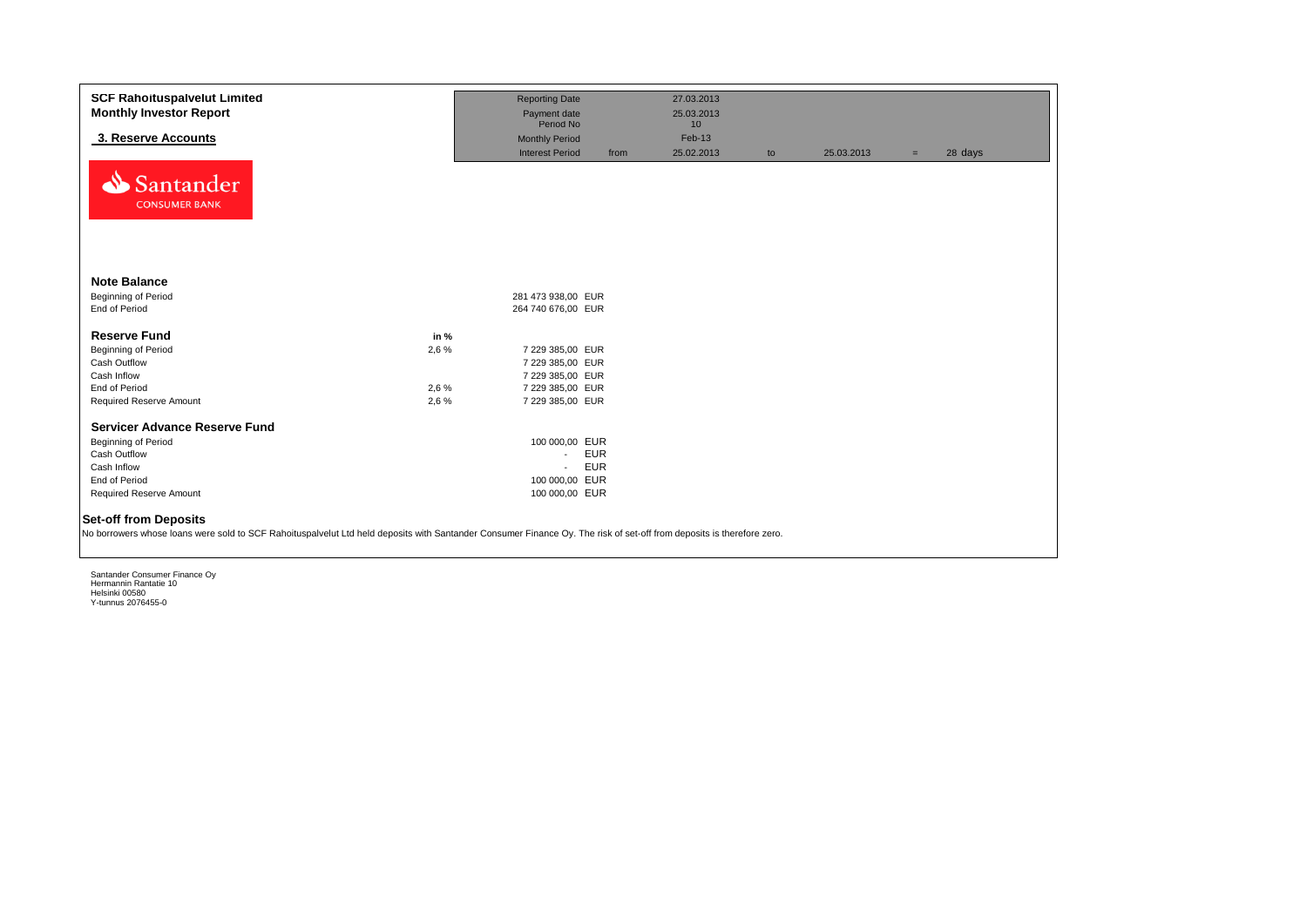**SCF Rahoituspalvelut Limited**
**Monthly Investor Report**

## 3. Reserve Accounts

| | | | | | | | |
|---|---|---|---|---|---|---|---|
| Reporting Date | | 27.03.2013 | | | | | |
| Payment date | | 25.03.2013 | | | | | |
| Period No | | 10 | | | | | |
| Monthly Period | | Feb-13 | | | | | |
| Interest Period | from | 25.02.2013 | to | 25.03.2013 | = | 28 | days |

Santander CONSUMER BANK

### Note Balance

| | | |
|---|---|---|
| Beginning of Period | 281 473 938,00 | EUR |
| End of Period | 264 740 676,00 | EUR |

### Reserve Fund

| | in % | | |
|---|---|---|---|
| Beginning of Period | 2,6 % | 7 229 385,00 | EUR |
| Cash Outflow | | 7 229 385,00 | EUR |
| Cash Inflow | | 7 229 385,00 | EUR |
| End of Period | 2,6 % | 7 229 385,00 | EUR |
| Required Reserve Amount | 2,6 % | 7 229 385,00 | EUR |

### Servicer Advance Reserve Fund

| | | |
|---|---|---|
| Beginning of Period | 100 000,00 | EUR |
| Cash Outflow | - | EUR |
| Cash Inflow | - | EUR |
| End of Period | 100 000,00 | EUR |
| Required Reserve Amount | 100 000,00 | EUR |

### Set-off from Deposits

No borrowers whose loans were sold to SCF Rahoituspalvelut Ltd held deposits with Santander Consumer Finance Oy. The risk of set-off from deposits is therefore zero.

Santander Consumer Finance Oy
Hermannin Rantatie 10
Helsinki 00580
Y-tunnus 2076455-0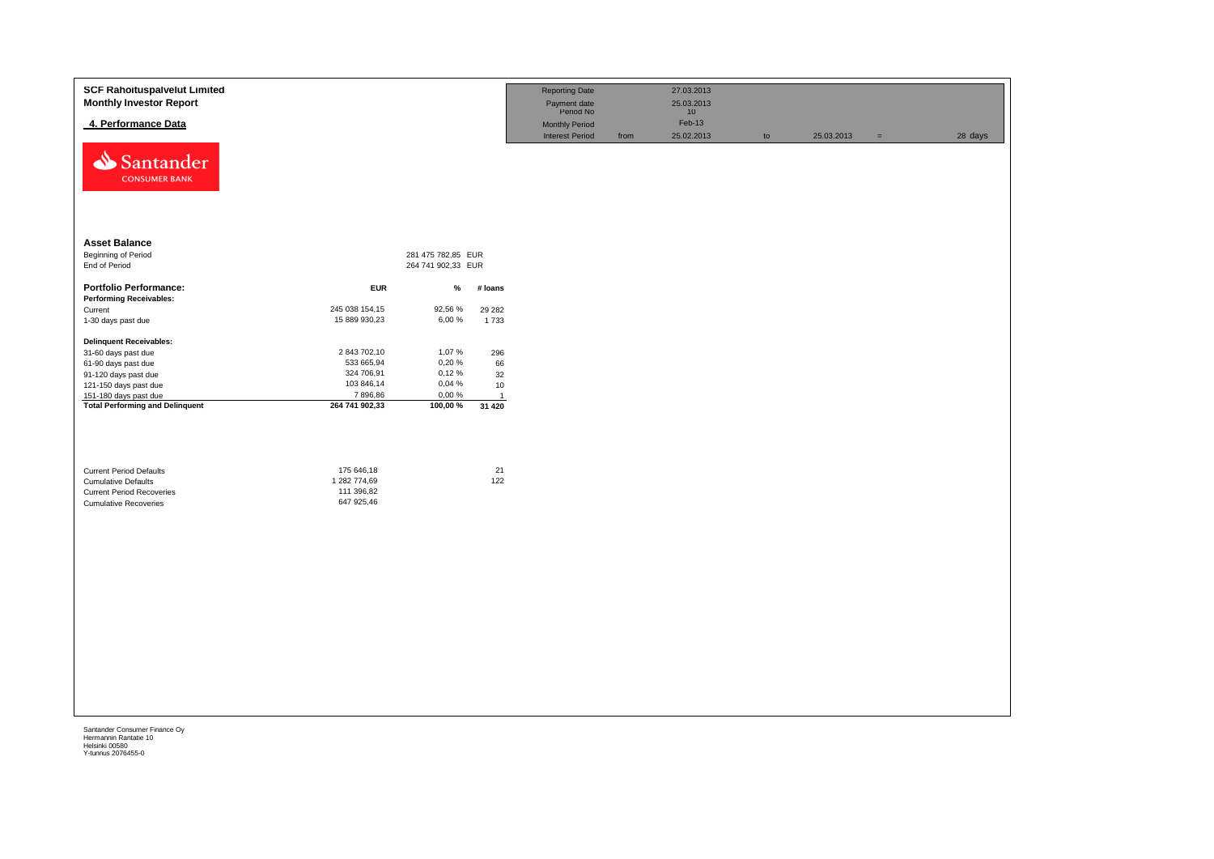**SCF Rahoituspalvelut Limited**
**Monthly Investor Report**

**4. Performance Data**

| Reporting Date | | 27.03.2013 | | | | |
|---|---|---|---|---|---|---|
| Payment date | | 25.03.2013 | | | | |
| Period No | | 10 | | | | |
| Monthly Period | | Feb-13 | | | | |
| Interest Period | from | 25.02.2013 | to | 25.03.2013 | = | 28 days |

### Asset Balance

| | | |
|---|---|---|
| Beginning of Period | 281 475 782,85 | EUR |
| End of Period | 264 741 902,33 | EUR |

| **Portfolio Performance:** | **EUR** | **%** | **# loans** |
|---|---|---|---|
| **Performing Receivables:** | | | |
| Current | 245 038 154,15 | 92,56 % | 29 282 |
| 1-30 days past due | 15 889 930,23 | 6,00 % | 1 733 |
| **Delinquent Receivables:** | | | |
| 31-60 days past due | 2 843 702,10 | 1,07 % | 296 |
| 61-90 days past due | 533 665,94 | 0,20 % | 66 |
| 91-120 days past due | 324 706,91 | 0,12 % | 32 |
| 121-150 days past due | 103 846,14 | 0,04 % | 10 |
| 151-180 days past due | 7 896,86 | 0,00 % | 1 |
| **Total Performing and Delinquent** | **264 741 902,33** | **100,00 %** | **31 420** |

| | | |
|---|---|---|
| Current Period Defaults | 175 646,18 | 21 |
| Cumulative Defaults | 1 282 774,69 | 122 |
| Current Period Recoveries | 111 396,82 | |
| Cumulative Recoveries | 647 925,46 | |

Santander Consumer Finance Oy
Hermannin Rantatie 10
Helsinki 00580
Y-tunnus 2076455-0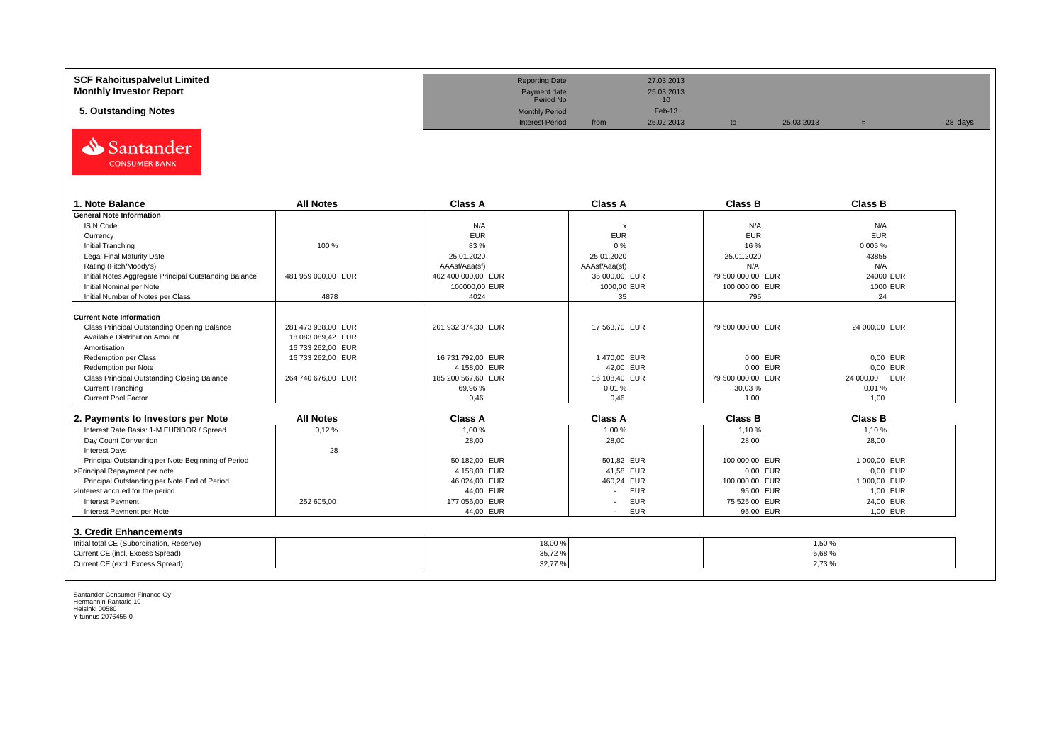**SCF Rahoituspalvelut Limited**
**Monthly Investor Report**

**5. Outstanding Notes**

| Reporting Date | | 27.03.2013 | | | | |
|---|---|---|---|---|---|---|
| Payment date | | 25.03.2013 | | | | |
| Period No | | 10 | | | | |
| Monthly Period | | Feb-13 | | | | |
| Interest Period | from | 25.02.2013 | to | 25.03.2013 | = | 28 days |

| 1. Note Balance | All Notes | Class A | Class A | Class B | Class B |
|---|---|---|---|---|---|
| **General Note Information** | | | | | |
| ISIN Code | | N/A | x | N/A | N/A |
| Currency | | EUR | EUR | EUR | EUR |
| Initial Tranching | 100 % | 83 % | 0 % | 16 % | 0,005 % |
| Legal Final Maturity Date | | 25.01.2020 | 25.01.2020 | 25.01.2020 | 43855 |
| Rating (Fitch/Moody's) | | AAAsf/Aaa(sf) | AAAsf/Aaa(sf) | N/A | N/A |
| Initial Notes Aggregate Principal Outstanding Balance | 481 959 000,00 EUR | 402 400 000,00 EUR | 35 000,00 EUR | 79 500 000,00 EUR | 24000 EUR |
| Initial Nominal per Note | | 100000,00 EUR | 1000,00 EUR | 100 000,00 EUR | 1000 EUR |
| Initial Number of Notes per Class | 4878 | 4024 | 35 | 795 | 24 |
| **Current Note Information** | | | | | |
| Class Principal Outstanding Opening Balance | 281 473 938,00 EUR | 201 932 374,30 EUR | 17 563,70 EUR | 79 500 000,00 EUR | 24 000,00 EUR |
| Available Distribution Amount | 18 083 089,42 EUR | | | | |
| Amortisation | 16 733 262,00 EUR | | | | |
| Redemption per Class | 16 733 262,00 EUR | 16 731 792,00 EUR | 1 470,00 EUR | 0,00 EUR | 0,00 EUR |
| Redemption per Note | | 4 158,00 EUR | 42,00 EUR | 0,00 EUR | 0,00 EUR |
| Class Principal Outstanding Closing Balance | 264 740 676,00 EUR | 185 200 567,60 EUR | 16 108,40 EUR | 79 500 000,00 EUR | 24 000,00 EUR |
| Current Tranching | | 69,96 % | 0,01 % | 30,03 % | 0,01 % |
| Current Pool Factor | | 0,46 | 0,46 | 1,00 | 1,00 |

| 2. Payments to Investors per Note | All Notes | Class A | Class A | Class B | Class B |
|---|---|---|---|---|---|
| Interest Rate Basis: 1-M EURIBOR / Spread | 0,12 % | 1,00 % | 1,00 % | 1,10 % | 1,10 % |
| Day Count Convention | | 28,00 | 28,00 | 28,00 | 28,00 |
| Interest Days | 28 | | | | |
| Principal Outstanding per Note Beginning of Period | | 50 182,00 EUR | 501,82 EUR | 100 000,00 EUR | 1 000,00 EUR |
| >Principal Repayment per note | | 4 158,00 EUR | 41,58 EUR | 0,00 EUR | 0,00 EUR |
| Principal Outstanding per Note End of Period | | 46 024,00 EUR | 460,24 EUR | 100 000,00 EUR | 1 000,00 EUR |
| >Interest accrued for the period | | 44,00 EUR | - EUR | 95,00 EUR | 1,00 EUR |
| Interest Payment | 252 605,00 | 177 056,00 EUR | - EUR | 75 525,00 EUR | 24,00 EUR |
| Interest Payment per Note | | 44,00 EUR | - EUR | 95,00 EUR | 1,00 EUR |

| 3. Credit Enhancements | | Class A | | Class B |
|---|---|---|---|---|
| Initial total CE (Subordination, Reserve) | | 18,00 % | | 1,50 % |
| Current CE (incl. Excess Spread) | | 35,72 % | | 5,68 % |
| Current CE (excl. Excess Spread) | | 32,77 % | | 2,73 % |

Santander Consumer Finance Oy
Hermannin Rantatie 10
Helsinki 00580
Y-tunnus 2076455-0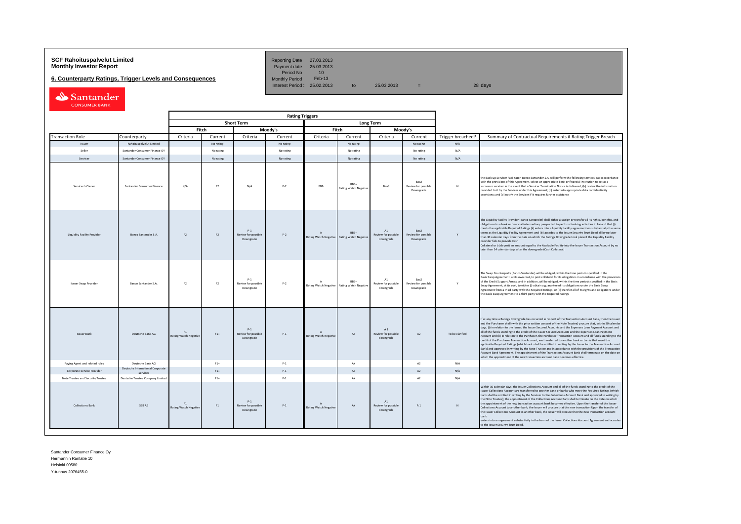**SCF Rahoituspalvelut Limited**
**Monthly Investor Report**

**6. Counterparty Ratings, Trigger Levels and Consequences**

| | | | | | |
|---|---|---|---|---|---|
| Reporting Date | 27.03.2013 | | | | |
| Payment date | 25.03.2013 | | | | |
| Period No | 10 | | | | |
| Monthly Period | Feb-13 | | | | |
| Interest Period : | 25.02.2013 | to | 25.03.2013 | = | 28 days |

| | | Rating Triggers | | | | | | | | | |
|---|---|---|---|---|---|---|---|---|---|---|---|
| | | Short Term | | | | Long Term | | | | | |
| | | Fitch | | Moody's | | Fitch | | Moody's | | | |
| Transaction Role | Counterparty | Criteria | Current | Criteria | Current | Criteria | Current | Criteria | Current | Trigger breached? | Summary of Contractual Requirements if Rating Trigger Breach |
| Issuer | Rahoituspalvelut Limited | | No rating | | No rating | | No rating | | No rating | N/A | |
| Seller | Santander Consumer Finance OY | | No rating | | No rating | | No rating | | No rating | N/A | |
| Servicer | Santander Consumer Finance OY | | No rating | | No rating | | No rating | | No rating | N/A | |
| Servicer's Owner | Santander Consumer Finance | N/A | F2 | N/A | P-2 | BBB | BBB+ Rating Watch Negative | Baa3 | Baa2 Review for possible Downgrade | N | the Back-up Servicer Facilitator, Banco Santander S.A, will perform the following services: (a) in accordance with the provisions of this Agreement, select an appropriate bank or financial institution to act as a successor servicer in the event that a Servicer Termination Notice is delivered; (b) review the information provided to it by the Servicer under this Agreement; (c) enter into appropriate data confidentiality provisions; and (d) notify the Servicer if it requires further assistance |
| Liquidity Facility Provider | Banco Santander S.A. | F2 | F2 | P-1 Review for possible Downgrade | P-2 | A Rating Watch Negative | BBB+ Rating Watch Negative | A1 Review for possible downgrade | Baa2 Review for possible Downgrade | Y | The Liquidity Facility Provider (Banco Santander) shall either a) assign or transfer all its rights, benefits, and obligations to a bank or financial intermediary passported to perform banking activities in Ireland that (i) meets the applicable Required Ratings (ii) enters into a liquidity facility agreement on substantially the same terms as the Liquidity Facility Agreement and (iii) accedes to the Issuer Security Trust Deed all by no later than 30 calendar days from the date on which the Ratings Downgrade took place if the Liquidity Facility provider fails to provide Cash Collateral or b) deposit an amount equal to the Available Facility into the Issuer Transaction Account by no later than 14 calendar days after the downgrade (Cash Collateral) |
| Issuer Swap Provider | Banco Santander S.A. | F2 | F2 | P-1 Review for possible Downgrade | P-2 | A Rating Watch Negative | BBB+ Rating Watch Negative | A1 Review for possible downgrade | Baa2 Review for possible Downgrade | Y | The Swap Counterparty (Banco Santander) will be obliged, within the time periods specified in the Basis Swap Agreement, at its own cost, to post collateral for its obligations in accordance with the provisions of the Credit Support Annex, and in addition, will be obliged, within the time periods specified in the Basis Swap Agreement, at its cost, to either (i) obtain a guarantee of its obligations under the Basis Swap Agreement from a third party with the Required Ratings; or (ii) transfer all of its rights and obligations under the Basis Swap Agreement to a third party with the Required Ratings |
| Issuer Bank | Deutsche Bank AG | F1 Rating Watch Negative | F1+ | P-1 Review for possible Downgrade | P-1 | A Rating Watch Negative | A+ | A 1 Review for possible downgrade | A2 | To be clarified | If at any time a Ratings Downgrade has occurred in respect of the Transaction Account Bank, then the Issuer and the Purchaser shall (with the prior written consent of the Note Trustee) procure that, within 30 calendar days, (i) in relation to the Issuer, the Issuer Secured Accounts and the Expenses Loan Payment Account and all of the funds standing to the credit of the Issuer Secured Accounts and the Expenses Loan Payment Account and (ii) in relation to the Purchaser, the Purchaser Transaction Account and all funds standing to the credit of the Purchaser Transaction Account, are transferred to another bank or banks that meet the applicable Required Ratings (which bank shall be notified in writing by the Issuer to the Transaction Account Bank) and approved in writing by the Note Trustee and in accordance with the provisions of the Transaction Account Bank Agreement. The appointment of the Transaction Account Bank shall terminate on the date on which the appointment of the new transaction account bank becomes effective. |
| Paying Agent and related roles | Deutsche Bank AG | | F1+ | | P-1 | | A+ | | A2 | N/A | |
| Corporate Service Provider | Deutsche International Corporate Services | | F1+ | | P-1 | | A+ | | A2 | N/A | |
| Note Trustee and Security Trustee | Deutsche Trustee Company Limited | | F1+ | | P-1 | | A+ | | A2 | N/A | |
| Collections Bank | SEB AB | F1 Rating Watch Negative | F1 | P-1 Review for possible Downgrade | P-1 | A Rating Watch Negative | A+ | A1 Review for possible downgrade | A 1 | N | Within 30 calendar days, the Issuer Collections Account and all of the funds standing to the credit of the Issuer Collections Account are transferred to another bank or banks who meet the Required Ratings (which bank shall be notified in writing by the Servicer to the Collections Account Bank and approved in writing by the Note Trustee); the appointment of the Collections Account Bank shall terminate on the date on which the appointment of the new transaction account bank becomes effective. Upon the transfer of the Issuer Collections Account to another bank, the Issuer will procure that the new transaction Upon the transfer of the Issuer Collections Account to another bank, the Issuer will procure that the new transaction account bank enters into an agreement substantially in the form of the Issuer Collections Account Agreement and accedes to the Issuer Security Trust Deed. |

Santander Consumer Finance Oy
Hermannin Rantatie 10
Helsinki 00580
Y-tunnus 2076455-0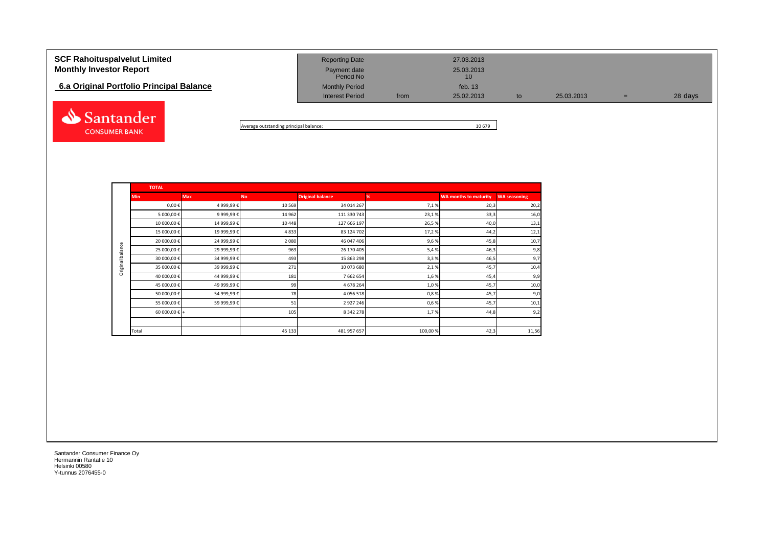# SCF Rahoituspalvelut Limited
## Monthly Investor Report

### 6.a Original Portfolio Principal Balance

| | | | | | | |
|---|---|---|---|---|---|---|
| Reporting Date | | 27.03.2013 | | | | |
| Payment date | | 25.03.2013 | | | | |
| Period No | | 10 | | | | |
| Monthly Period | | feb. 13 | | | | |
| Interest Period | from | 25.02.2013 | to | 25.03.2013 | = | 28 days |

Santander CONSUMER BANK

| Average outstanding principal balance: | 10 679 |
|---|---|

**TOTAL**

| | Min | Max | No | Original balance | % | WA months to maturity | WA seasoning |
|---|---|---|---|---|---|---|---|
| Original balance | 0,00 € | 4 999,99 € | 10 569 | 34 014 267 | 7,1 % | 20,3 | 20,2 |
| | 5 000,00 € | 9 999,99 € | 14 962 | 111 330 743 | 23,1 % | 33,3 | 16,0 |
| | 10 000,00 € | 14 999,99 € | 10 448 | 127 666 197 | 26,5 % | 40,0 | 13,1 |
| | 15 000,00 € | 19 999,99 € | 4 833 | 83 124 702 | 17,2 % | 44,2 | 12,1 |
| | 20 000,00 € | 24 999,99 € | 2 080 | 46 047 406 | 9,6 % | 45,8 | 10,7 |
| | 25 000,00 € | 29 999,99 € | 963 | 26 170 405 | 5,4 % | 46,3 | 9,8 |
| | 30 000,00 € | 34 999,99 € | 493 | 15 863 298 | 3,3 % | 46,5 | 9,7 |
| | 35 000,00 € | 39 999,99 € | 271 | 10 073 680 | 2,1 % | 45,7 | 10,4 |
| | 40 000,00 € | 44 999,99 € | 181 | 7 662 654 | 1,6 % | 45,4 | 9,9 |
| | 45 000,00 € | 49 999,99 € | 99 | 4 678 264 | 1,0 % | 45,7 | 10,0 |
| | 50 000,00 € | 54 999,99 € | 78 | 4 056 518 | 0,8 % | 45,7 | 9,0 |
| | 55 000,00 € | 59 999,99 € | 51 | 2 927 246 | 0,6 % | 45,7 | 10,1 |
| | 60 000,00 € + | | 105 | 8 342 278 | 1,7 % | 44,8 | 9,2 |
| | | | | | | | |
| | Total | | 45 133 | 481 957 657 | 100,00 % | 42,3 | 11,56 |

Santander Consumer Finance Oy
Hermannin Rantatie 10
Helsinki 00580
Y-tunnus 2076455-0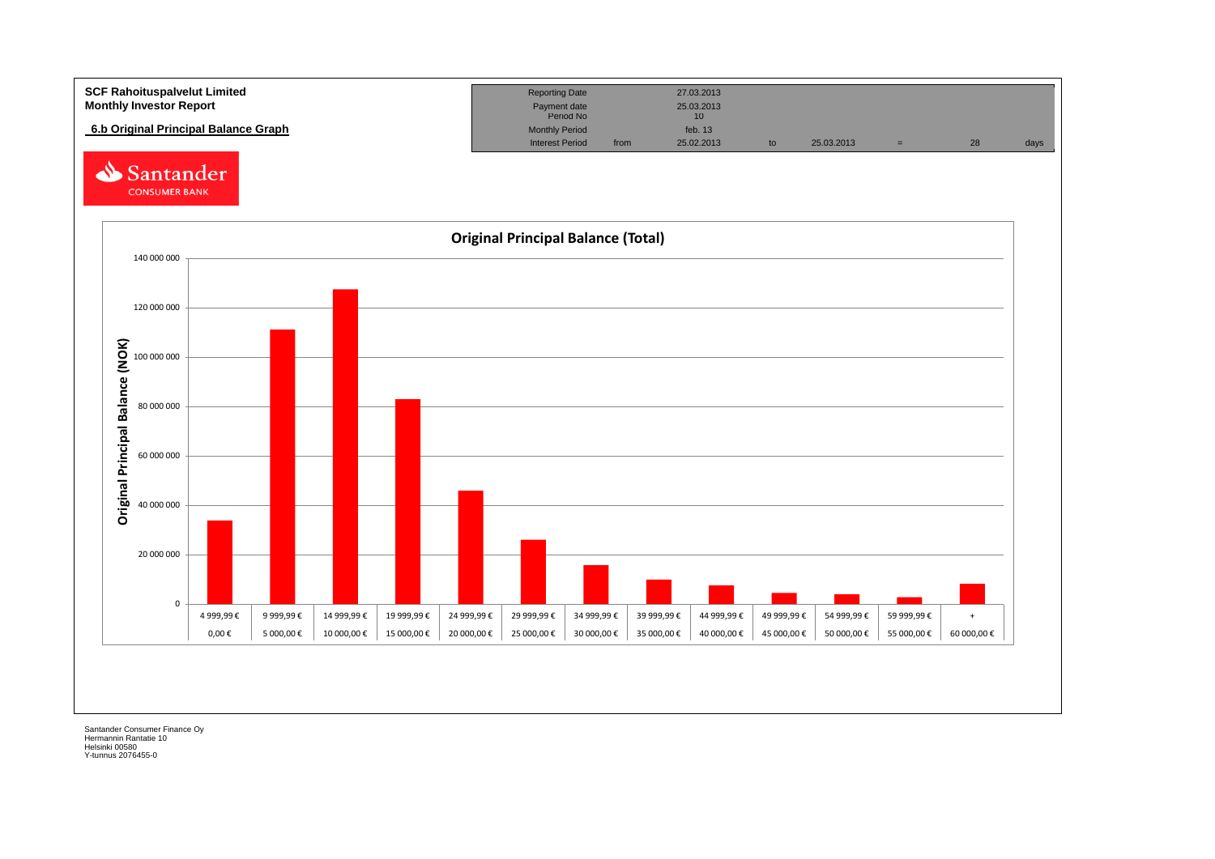**SCF Rahoituspalvelut Limited**
**Monthly Investor Report**

**6.b Original Principal Balance Graph**

| Reporting Date | | 27.03.2013 | | | | | |
|---|---|---|---|---|---|---|---|
| Payment date | | 25.03.2013 | | | | | |
| Period No | | 10 | | | | | |
| Monthly Period | | feb. 13 | | | | | |
| Interest Period | from | 25.02.2013 | to | 25.03.2013 | = | 28 | days |

Santander CONSUMER BANK

## Original Principal Balance (Total)

Y-axis: Original Principal Balance (NOK)

| From | To | Original Principal Balance (NOK, approx.) |
|---|---|---|
| 0,00 € | 4 999,99 € | 34 000 000 |
| 5 000,00 € | 9 999,99 € | 111 000 000 |
| 10 000,00 € | 14 999,99 € | 127 500 000 |
| 15 000,00 € | 19 999,99 € | 83 000 000 |
| 20 000,00 € | 24 999,99 € | 46 000 000 |
| 25 000,00 € | 29 999,99 € | 26 000 000 |
| 30 000,00 € | 34 999,99 € | 16 000 000 |
| 35 000,00 € | 39 999,99 € | 10 000 000 |
| 40 000,00 € | 44 999,99 € | 7 500 000 |
| 45 000,00 € | 49 999,99 € | 4 500 000 |
| 50 000,00 € | 54 999,99 € | 4 000 000 |
| 55 000,00 € | 59 999,99 € | 2 500 000 |
| 60 000,00 € | + | 8 000 000 |

Santander Consumer Finance Oy
Hermannin Rantatie 10
Helsinki 00580
Y-tunnus 2076455-0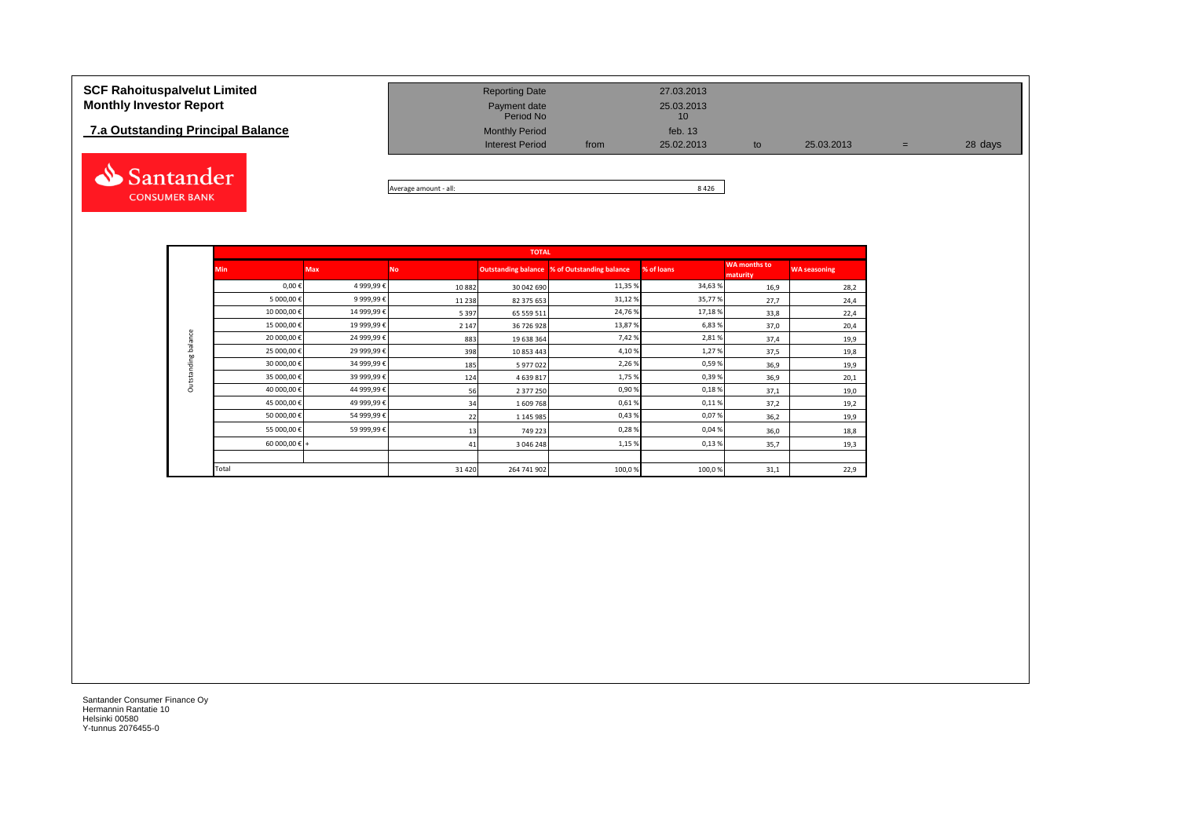# SCF Rahoituspalvelut Limited
# Monthly Investor Report

## 7.a Outstanding Principal Balance

| | | | | | |
|---|---|---|---|---|---|
| Reporting Date | | 27.03.2013 | | | |
| Payment date | | 25.03.2013 | | | |
| Period No | | 10 | | | |
| Monthly Period | | feb. 13 | | | |
| Interest Period | from | 25.02.2013 | to | 25.03.2013 | = 28 days |

Average amount - all: 8 426

| | TOTAL | | | | | | | |
|---|---|---|---|---|---|---|---|---|
| | Min | Max | No | Outstanding balance | % of Outstanding balance | % of loans | WA months to maturity | WA seasoning |
| Outstanding balance | 0,00 € | 4 999,99 € | 10 882 | 30 042 690 | 11,35 % | 34,63 % | 16,9 | 28,2 |
| | 5 000,00 € | 9 999,99 € | 11 238 | 82 375 653 | 31,12 % | 35,77 % | 27,7 | 24,4 |
| | 10 000,00 € | 14 999,99 € | 5 397 | 65 559 511 | 24,76 % | 17,18 % | 33,8 | 22,4 |
| | 15 000,00 € | 19 999,99 € | 2 147 | 36 726 928 | 13,87 % | 6,83 % | 37,0 | 20,4 |
| | 20 000,00 € | 24 999,99 € | 883 | 19 638 364 | 7,42 % | 2,81 % | 37,4 | 19,9 |
| | 25 000,00 € | 29 999,99 € | 398 | 10 853 443 | 4,10 % | 1,27 % | 37,5 | 19,8 |
| | 30 000,00 € | 34 999,99 € | 185 | 5 977 022 | 2,26 % | 0,59 % | 36,9 | 19,9 |
| | 35 000,00 € | 39 999,99 € | 124 | 4 639 817 | 1,75 % | 0,39 % | 36,9 | 20,1 |
| | 40 000,00 € | 44 999,99 € | 56 | 2 377 250 | 0,90 % | 0,18 % | 37,1 | 19,0 |
| | 45 000,00 € | 49 999,99 € | 34 | 1 609 768 | 0,61 % | 0,11 % | 37,2 | 19,2 |
| | 50 000,00 € | 54 999,99 € | 22 | 1 145 985 | 0,43 % | 0,07 % | 36,2 | 19,9 |
| | 55 000,00 € | 59 999,99 € | 13 | 749 223 | 0,28 % | 0,04 % | 36,0 | 18,8 |
| | 60 000,00 € + | | 41 | 3 046 248 | 1,15 % | 0,13 % | 35,7 | 19,3 |
| | Total | | 31 420 | 264 741 902 | 100,0 % | 100,0 % | 31,1 | 22,9 |

Santander Consumer Finance Oy
Hermannin Rantatie 10
Helsinki 00580
Y-tunnus 2076455-0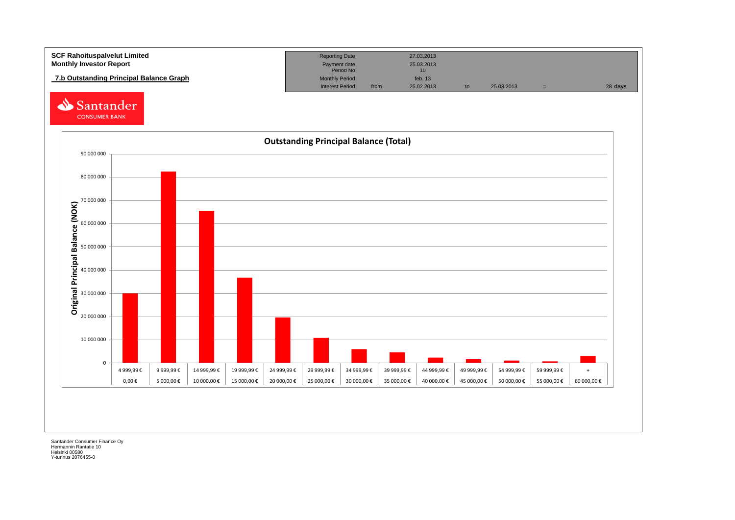**SCF Rahoituspalvelut Limited**
**Monthly Investor Report**

**7.b Outstanding Principal Balance Graph**

| Reporting Date | | 27.03.2013 | | | | |
|---|---|---|---|---|---|---|
| Payment date | | 25.03.2013 | | | | |
| Period No | | 10 | | | | |
| Monthly Period | | feb. 13 | | | | |
| Interest Period | from | 25.02.2013 | to | 25.03.2013 | = | 28 days |

Santander CONSUMER BANK

**Outstanding Principal Balance (Total)**

Original Principal Balance (NOK)

| Upper bound | Lower bound |
|---|---|
| 4 999,99 € | 0,00 € |
| 9 999,99 € | 5 000,00 € |
| 14 999,99 € | 10 000,00 € |
| 19 999,99 € | 15 000,00 € |
| 24 999,99 € | 20 000,00 € |
| 29 999,99 € | 25 000,00 € |
| 34 999,99 € | 30 000,00 € |
| 39 999,99 € | 35 000,00 € |
| 44 999,99 € | 40 000,00 € |
| 49 999,99 € | 45 000,00 € |
| 54 999,99 € | 50 000,00 € |
| 59 999,99 € | 55 000,00 € |
| + | 60 000,00 € |

Santander Consumer Finance Oy
Hermannin Rantatie 10
Helsinki 00580
Y-tunnus 2076455-0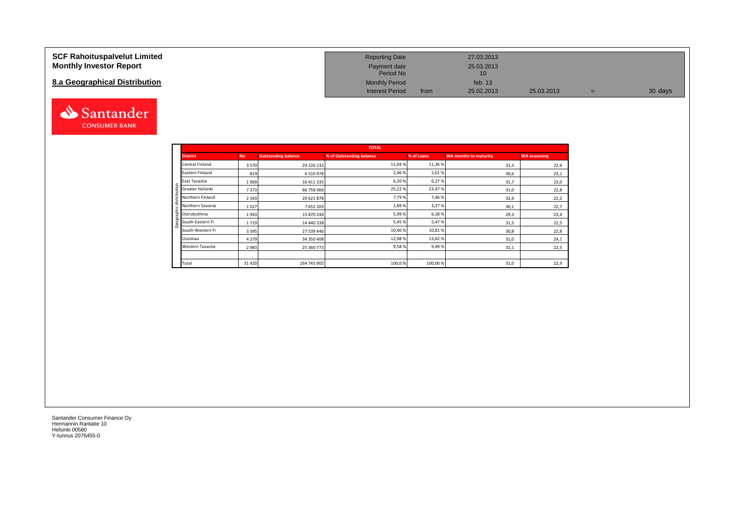# SCF Rahoituspalvelut Limited
# Monthly Investor Report

## 8.a Geographical Distribution

| | | | | | |
|---|---|---|---|---|---|
| Reporting Date | | 27.03.2013 | | | |
| Payment date | | 25.03.2013 | | | |
| Period No | | 10 | | | |
| Monthly Period | | feb. 13 | | | |
| Interest Period | from | 25.02.2013 | 25.03.2013 | = | 30 days |

| TOTAL | | | | | | |
|---|---|---|---|---|---|---|
| **District** | **No** | **Outstanding balance** | **% of Outstanding balance** | **% of Loans** | **WA months to maturity** | **WA seasoning** |
| Central Finland | 3 570 | 29 226 232 | 11,04 % | 11,36 % | 31,3 | 22,6 |
| Eastern Finland | 819 | 6 510 978 | 2,46 % | 2,61 % | 30,6 | 23,1 |
| East Tavastia | 1 969 | 16 411 335 | 6,20 % | 6,27 % | 31,7 | 23,0 |
| Greater Helsinki | 7 373 | 66 758 066 | 25,22 % | 23,47 % | 31,0 | 22,8 |
| Northern Finland | 2 343 | 20 621 878 | 7,79 % | 7,46 % | 32,4 | 22,2 |
| Northern Savonia | 1 027 | 7 652 203 | 2,89 % | 3,27 % | 30,1 | 22,7 |
| Ostrobothnia | 1 943 | 15 870 244 | 5,99 % | 6,18 % | 29,3 | 23,4 |
| South-Eastern Fi | 1 719 | 14 440 338 | 5,45 % | 5,47 % | 31,5 | 22,5 |
| South-Western Fi | 3 395 | 27 539 446 | 10,40 % | 10,81 % | 30,8 | 22,8 |
| Uusimaa | 4 279 | 34 350 408 | 12,98 % | 13,62 % | 31,0 | 24,1 |
| Western Tavastia | 2 983 | 25 360 773 | 9,58 % | 9,49 % | 31,1 | 22,5 |
| | | | | | | |
| Total | 31 420 | 264 741 902 | 100,0 % | 100,00 % | 31,0 | 22,9 |

Santander Consumer Finance Oy
Hermannin Rantatie 10
Helsinki 00580
Y-tunnus 2076455-0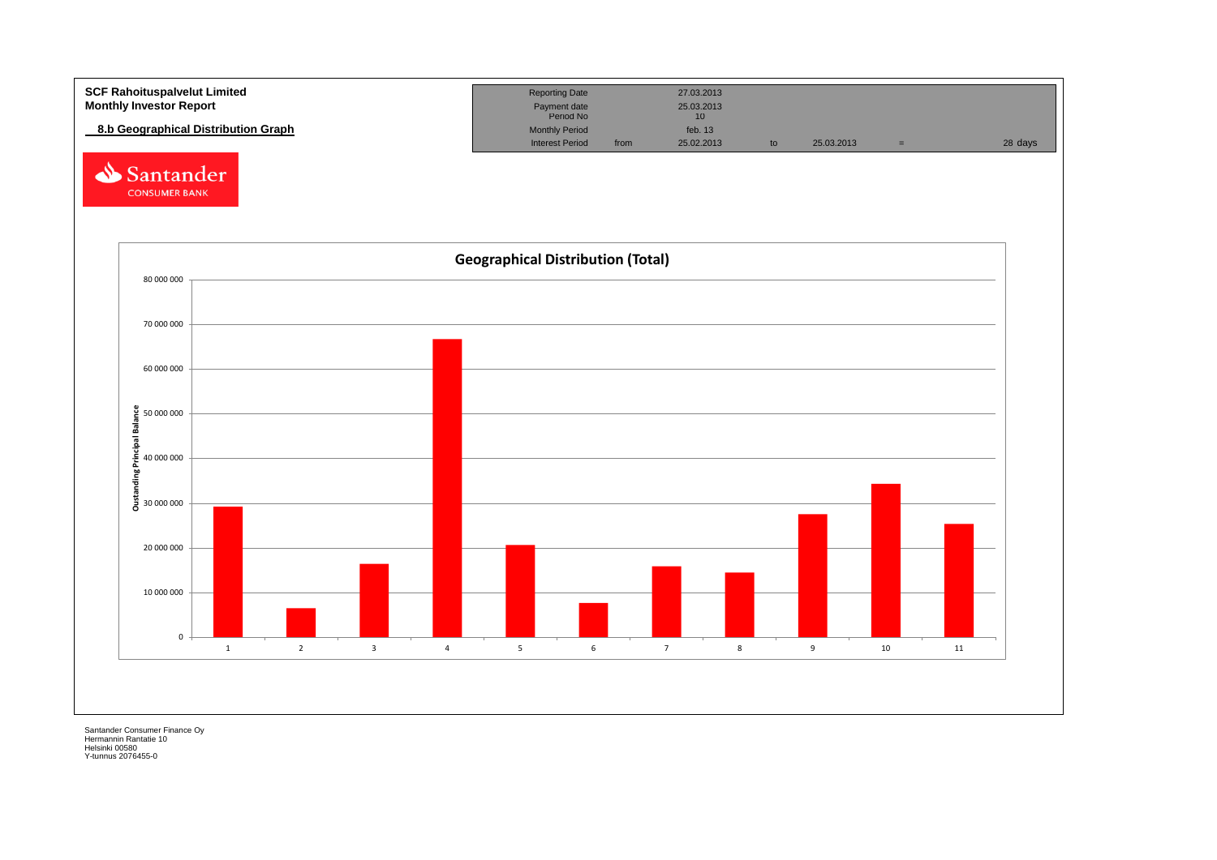**SCF Rahoituspalvelut Limited**
**Monthly Investor Report**

**8.b Geographical Distribution Graph**

| | | | | | | |
|---|---|---|---|---|---|---|
| Reporting Date | | 27.03.2013 | | | | |
| Payment date | | 25.03.2013 | | | | |
| Period No | | 10 | | | | |
| Monthly Period | | feb. 13 | | | | |
| Interest Period | from | 25.02.2013 | to | 25.03.2013 | = | 28 days |

Santander CONSUMER BANK

**Geographical Distribution (Total)**

Oustanding Principal Balance

| Region | Approx. Outstanding Principal Balance |
|---|---|
| 1 | 29 300 000 |
| 2 | 6 500 000 |
| 3 | 16 400 000 |
| 4 | 66 700 000 |
| 5 | 20 600 000 |
| 6 | 7 700 000 |
| 7 | 15 900 000 |
| 8 | 14 500 000 |
| 9 | 27 500 000 |
| 10 | 34 300 000 |
| 11 | 25 300 000 |

Santander Consumer Finance Oy
Hermannin Rantatie 10
Helsinki 00580
Y-tunnus 2076455-0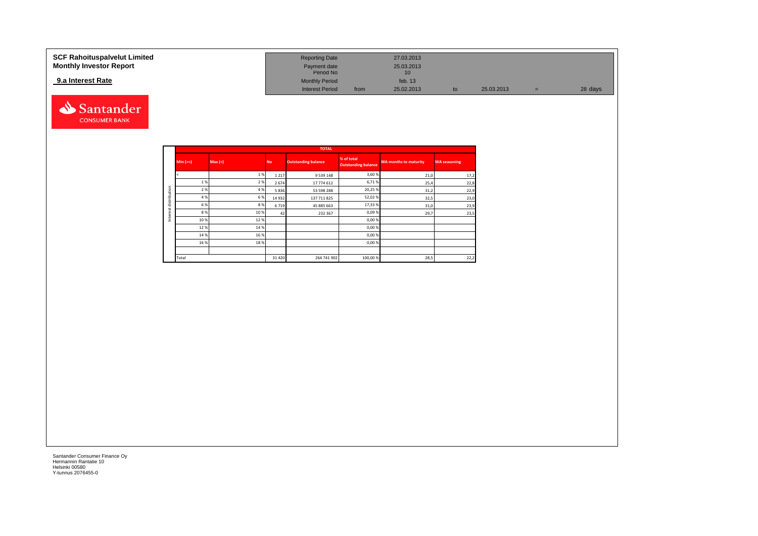**SCF Rahoituspalvelut Limited**
**Monthly Investor Report**

**9.a Interest Rate**

| | | | | | |
|---|---|---|---|---|---|
| Reporting Date | | 27.03.2013 | | | |
| Payment date | | 25.03.2013 | | | |
| Period No | | 10 | | | |
| Monthly Period | | feb. 13 | | | |
| Interest Period | from | 25.02.2013 | to | 25.03.2013 | = 28 days |

Santander CONSUMER BANK

| | TOTAL | | | | | | |
|---|---|---|---|---|---|---|---|
| | Min (>=) | Max (<) | No | Outstanding balance | % of total Outstanding balance | WA months to maturity | WA seasoning |
| Interest distribution | < | 1 % | 1 217 | 9 539 148 | 3,60 % | 21,0 | 17,2 |
| | 1 % | 2 % | 2 674 | 17 774 612 | 6,71 % | 25,4 | 22,8 |
| | 2 % | 4 % | 5 836 | 53 598 288 | 20,25 % | 31,2 | 22,9 |
| | 4 % | 6 % | 14 932 | 137 711 825 | 52,02 % | 32,5 | 23,0 |
| | 6 % | 8 % | 6 719 | 45 885 663 | 17,33 % | 31,0 | 23,9 |
| | 8 % | 10 % | 42 | 232 367 | 0,09 % | 29,7 | 23,5 |
| | 10 % | 12 % | | | 0,00 % | | |
| | 12 % | 14 % | | | 0,00 % | | |
| | 14 % | 16 % | | | 0,00 % | | |
| | 16 % | 18 % | | | 0,00 % | | |
| | | | | | | | |
| | Total | | 31 420 | 264 741 902 | 100,00 % | 28,5 | 22,2 |

Santander Consumer Finance Oy
Hermannin Rantatie 10
Helsinki 00580
Y-tunnus 2076455-0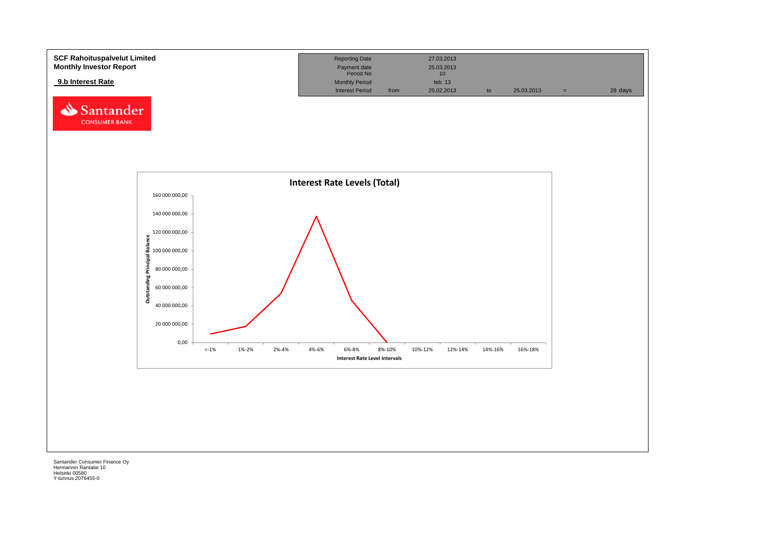**SCF Rahoituspalvelut Limited**
**Monthly Investor Report**

**9.b Interest Rate**

| Reporting Date | | 27.03.2013 | | | | |
|---|---|---|---|---|---|---|
| Payment date | | 25.03.2013 | | | | |
| Period No | | 10 | | | | |
| Monthly Period | | feb. 13 | | | | |
| Interest Period | from | 25.02.2013 | to | 25.03.2013 | = | 28 days |

**Interest Rate Levels (Total)**

Outstanding Principal Balance

| Interest Rate Level Intervals | <-1% | 1%-2% | 2%-4% | 4%-6% | 6%-8% | 8%-10% | 10%-12% | 12%-14% | 14%-16% | 16%-18% |
|---|---|---|---|---|---|---|---|---|---|---|

Y-axis: 0,00; 20 000 000,00; 40 000 000,00; 60 000 000,00; 80 000 000,00; 100 000 000,00; 120 000 000,00; 140 000 000,00; 160 000 000,00

Santander Consumer Finance Oy
Hermannin Rantatie 10
Helsinki 00580
Y-tunnus 2076455-0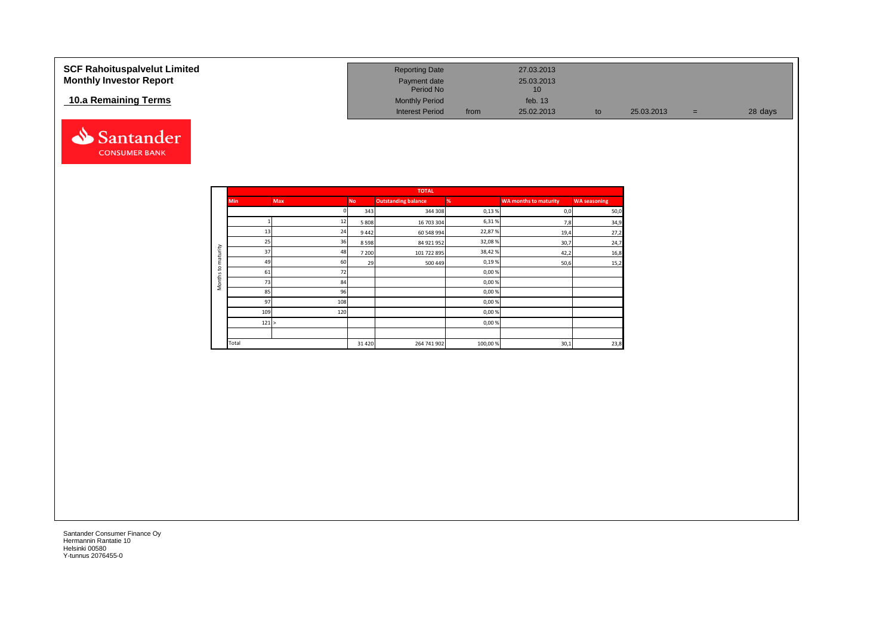# SCF Rahoituspalvelut Limited
## Monthly Investor Report

### 10.a Remaining Terms

| | | | | |
|---|---|---|---|---|
| Reporting Date | | 27.03.2013 | | | | |
| Payment date | | 25.03.2013 | | | | |
| Period No | | 10 | | | | |
| Monthly Period | | feb. 13 | | | | |
| Interest Period | from | 25.02.2013 | to | 25.03.2013 | = | 28 days |

Santander CONSUMER BANK

| | TOTAL | | | | | | |
|---|---|---|---|---|---|---|---|
| | Min | Max | No | Outstanding balance | % | WA months to maturity | WA seasoning |
| Months to maturity | | 0 | 343 | 344 308 | 0,13 % | 0,0 | 50,0 |
| | 1 | 12 | 5 808 | 16 703 304 | 6,31 % | 7,8 | 34,9 |
| | 13 | 24 | 9 442 | 60 548 994 | 22,87 % | 19,4 | 27,2 |
| | 25 | 36 | 8 598 | 84 921 952 | 32,08 % | 30,7 | 24,7 |
| | 37 | 48 | 7 200 | 101 722 895 | 38,42 % | 42,2 | 16,8 |
| | 49 | 60 | 29 | 500 449 | 0,19 % | 50,6 | 15,2 |
| | 61 | 72 | | | 0,00 % | | |
| | 73 | 84 | | | 0,00 % | | |
| | 85 | 96 | | | 0,00 % | | |
| | 97 | 108 | | | 0,00 % | | |
| | 109 | 120 | | | 0,00 % | | |
| | 121 | > | | | 0,00 % | | |
| | | | | | | | |
| | Total | | 31 420 | 264 741 902 | 100,00 % | 30,1 | 23,8 |

Santander Consumer Finance Oy
Hermannin Rantatie 10
Helsinki 00580
Y-tunnus 2076455-0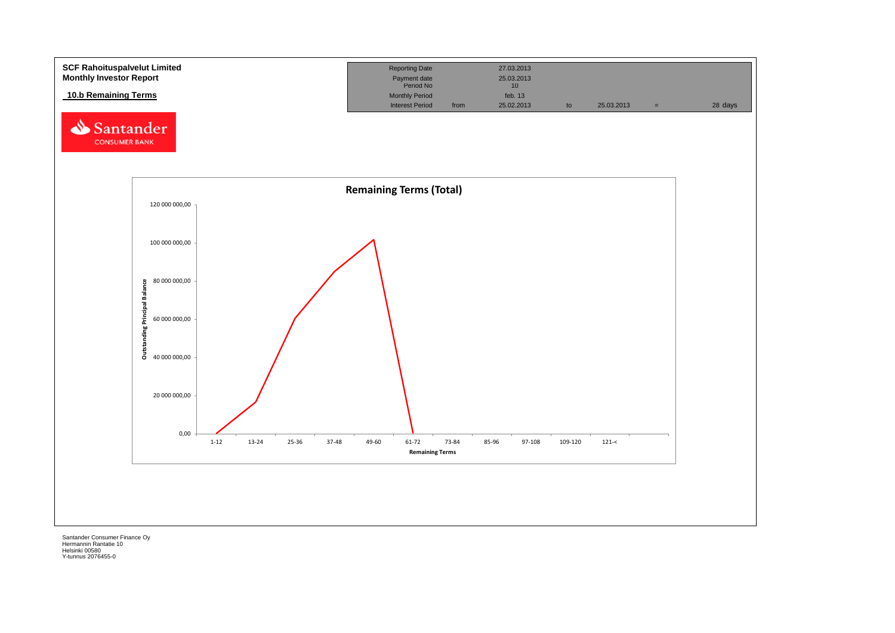**SCF Rahoituspalvelut Limited**
**Monthly Investor Report**

## 10.b Remaining Terms

| Reporting Date | | 27.03.2013 | | | | |
|---|---|---|---|---|---|---|
| Payment date | | 25.03.2013 | | | | |
| Period No | | 10 | | | | |
| Monthly Period | | feb. 13 | | | | |
| Interest Period | from | 25.02.2013 | to | 25.03.2013 | = | 28 days |

**Remaining Terms (Total)**

Outstanding Principal Balance

120 000 000,00
100 000 000,00
80 000 000,00
60 000 000,00
40 000 000,00
20 000 000,00
0,00

1-12 | 13-24 | 25-36 | 37-48 | 49-60 | 61-72 | 73-84 | 85-96 | 97-108 | 109-120 | 121-<

Remaining Terms

Santander Consumer Finance Oy
Hermannin Rantatie 10
Helsinki 00580
Y-tunnus 2076455-0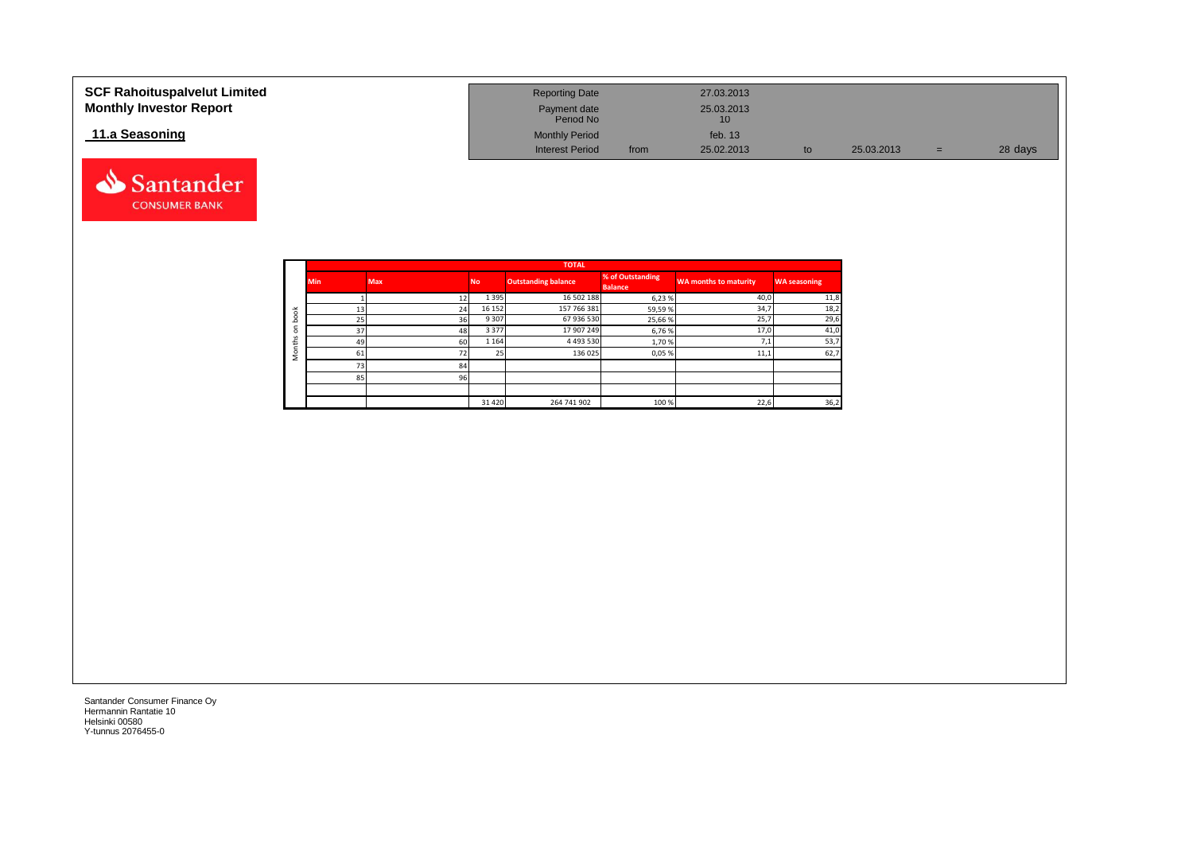**SCF Rahoituspalvelut Limited**
**Monthly Investor Report**

## 11.a Seasoning

| Reporting Date | | 27.03.2013 | | | | |
|---|---|---|---|---|---|---|
| Payment date | | 25.03.2013 | | | | |
| Period No | | 10 | | | | |
| Monthly Period | | feb. 13 | | | | |
| Interest Period | from | 25.02.2013 | to | 25.03.2013 | = | 28 days |

| | TOTAL | | | | | | |
|---|---|---|---|---|---|---|---|
| | Min | Max | No | Outstanding balance | % of Outstanding Balance | WA months to maturity | WA seasoning |
| Months on book | 1 | 12 | 1 395 | 16 502 188 | 6,23 % | 40,0 | 11,8 |
| | 13 | 24 | 16 152 | 157 766 381 | 59,59 % | 34,7 | 18,2 |
| | 25 | 36 | 9 307 | 67 936 530 | 25,66 % | 25,7 | 29,6 |
| | 37 | 48 | 3 377 | 17 907 249 | 6,76 % | 17,0 | 41,0 |
| | 49 | 60 | 1 164 | 4 493 530 | 1,70 % | 7,1 | 53,7 |
| | 61 | 72 | 25 | 136 025 | 0,05 % | 11,1 | 62,7 |
| | 73 | 84 | | | | | |
| | 85 | 96 | | | | | |
| | | | | | | | |
| | | | 31 420 | 264 741 902 | 100 % | 22,6 | 36,2 |

Santander Consumer Finance Oy
Hermannin Rantatie 10
Helsinki 00580
Y-tunnus 2076455-0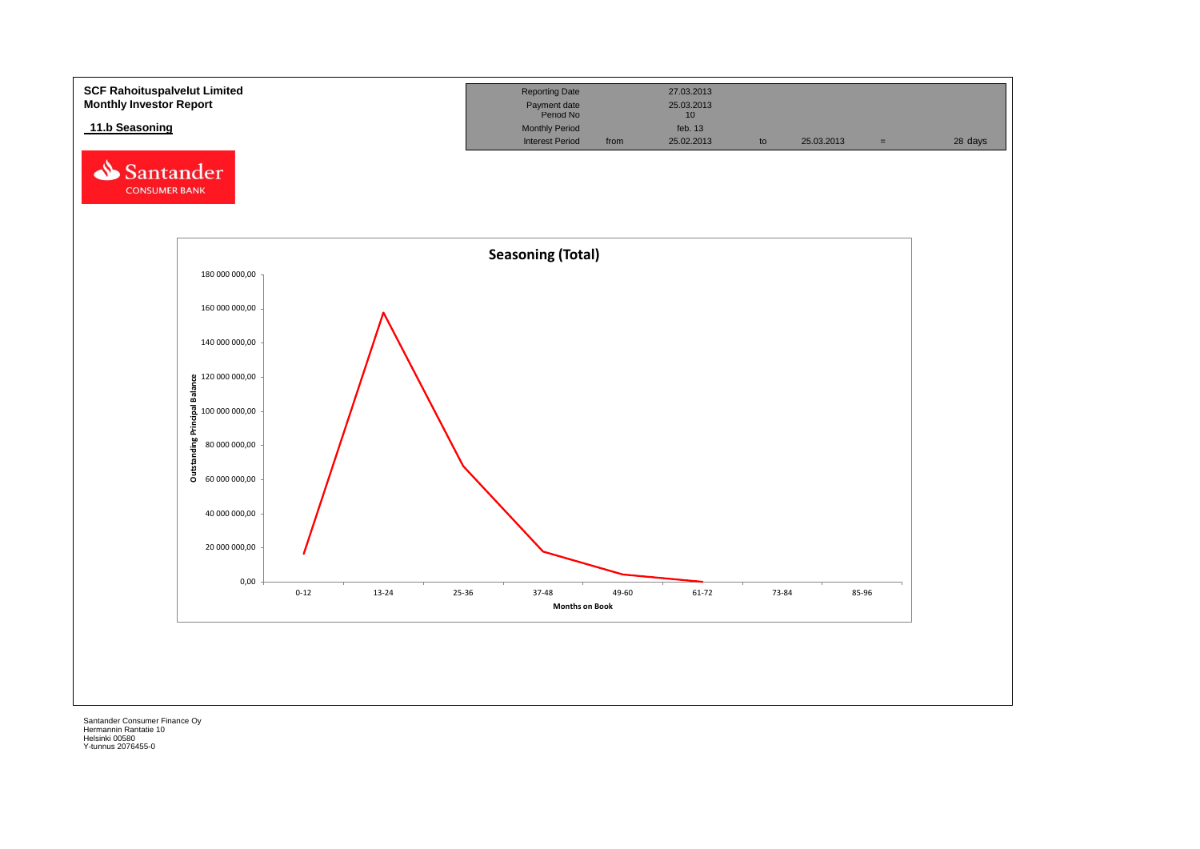**SCF Rahoituspalvelut Limited**
**Monthly Investor Report**

## 11.b Seasoning

| Reporting Date | | 27.03.2013 | | | | |
|---|---|---|---|---|---|---|
| Payment date | | 25.03.2013 | | | | |
| Period No | | 10 | | | | |
| Monthly Period | | feb. 13 | | | | |
| Interest Period | from | 25.02.2013 | to | 25.03.2013 | = | 28 days |

Santander CONSUMER BANK

**Seasoning (Total)**

Outstanding Principal Balance

| Months on Book | 0-12 | 13-24 | 25-36 | 37-48 | 49-60 | 61-72 | 73-84 | 85-96 |
|---|---|---|---|---|---|---|---|---|

Y-axis: 0,00; 20 000 000,00; 40 000 000,00; 60 000 000,00; 80 000 000,00; 100 000 000,00; 120 000 000,00; 140 000 000,00; 160 000 000,00; 180 000 000,00

Santander Consumer Finance Oy
Hermannin Rantatie 10
Helsinki 00580
Y-tunnus 2076455-0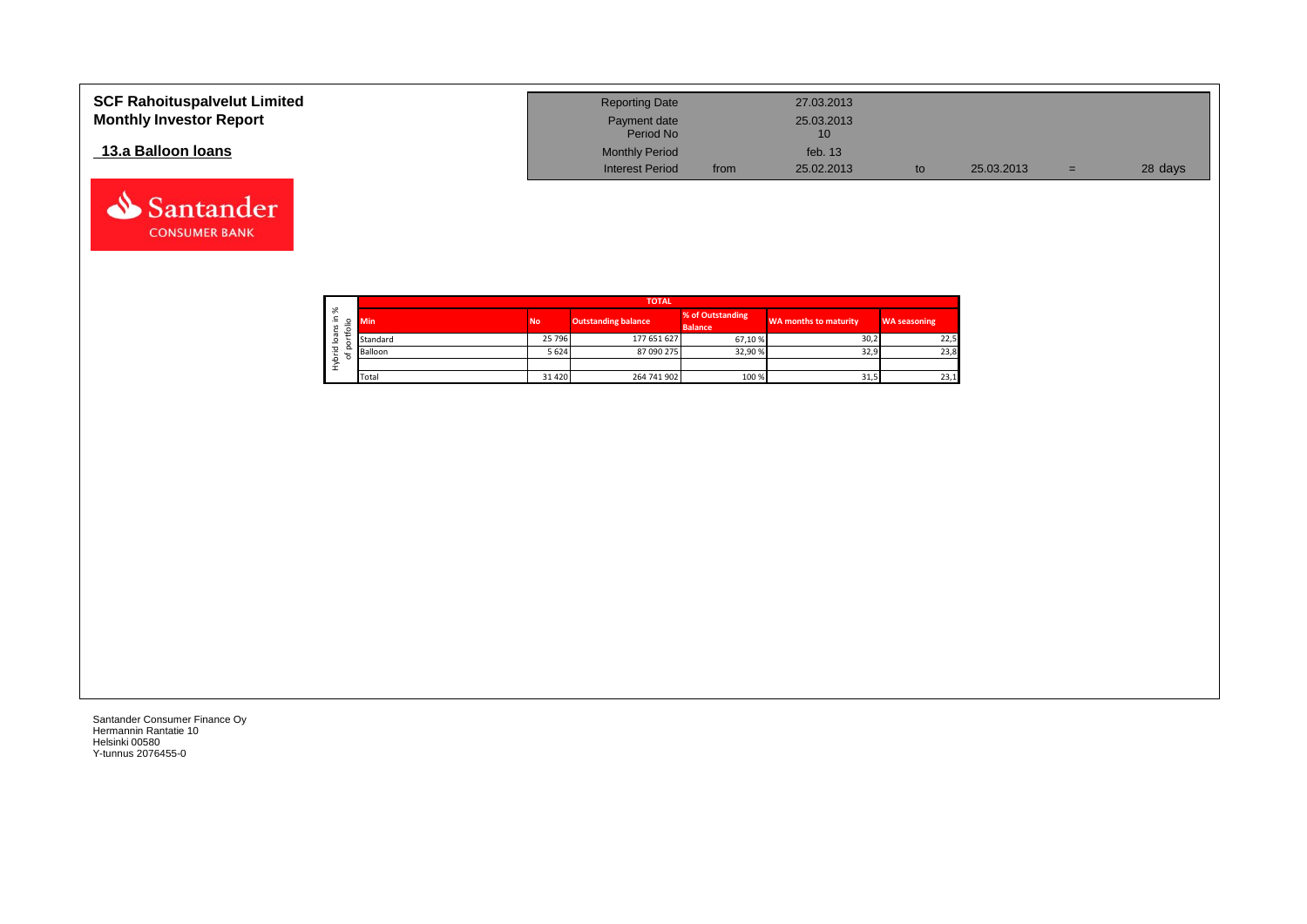**SCF Rahoituspalvelut Limited**
**Monthly Investor Report**

## 13.a Balloon loans

| | | | | | |
|---|---|---|---|---|---|
| Reporting Date | | 27.03.2013 | | | |
| Payment date | | 25.03.2013 | | | |
| Period No | | 10 | | | |
| Monthly Period | | feb. 13 | | | |
| Interest Period | from | 25.02.2013 | to | 25.03.2013 | = 28 days |

Santander CONSUMER BANK

| Hybrid loans in % of portfolio | TOTAL | | | | | |
|---|---|---|---|---|---|---|
| | Min | No | Outstanding balance | % of Outstanding Balance | WA months to maturity | WA seasoning |
| | Standard | 25 796 | 177 651 627 | 67,10 % | 30,2 | 22,5 |
| | Balloon | 5 624 | 87 090 275 | 32,90 % | 32,9 | 23,8 |
| | | | | | | |
| | Total | 31 420 | 264 741 902 | 100 % | 31,5 | 23,1 |

Santander Consumer Finance Oy
Hermannin Rantatie 10
Helsinki 00580
Y-tunnus 2076455-0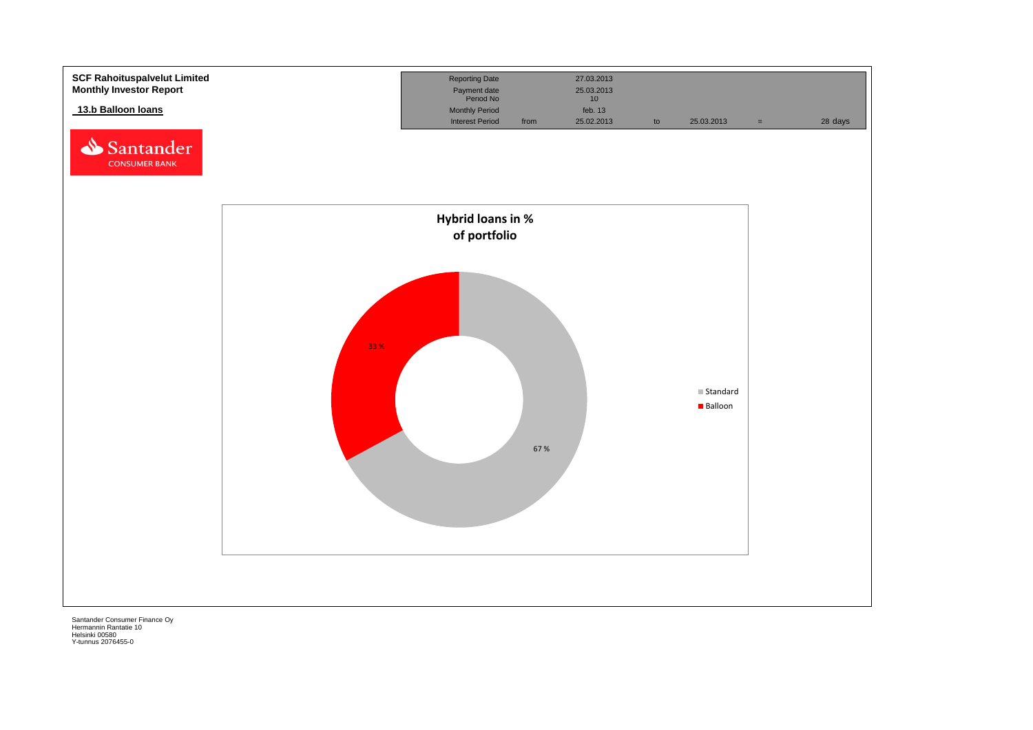**SCF Rahoituspalvelut Limited**
**Monthly Investor Report**

**13.b Balloon loans**

| | | | | | | |
|---|---|---|---|---|---|---|
| Reporting Date | | 27.03.2013 | | | | |
| Payment date | | 25.03.2013 | | | | |
| Period No | | 10 | | | | |
| Monthly Period | | feb. 13 | | | | |
| Interest Period | from | 25.02.2013 | to | 25.03.2013 | = | 28 days |

**Hybrid loans in % of portfolio**

| | |
|---|---|
| Standard | 67 % |
| Balloon | 33 % |

Santander Consumer Finance Oy
Hermannin Rantatie 10
Helsinki 00580
Y-tunnus 2076455-0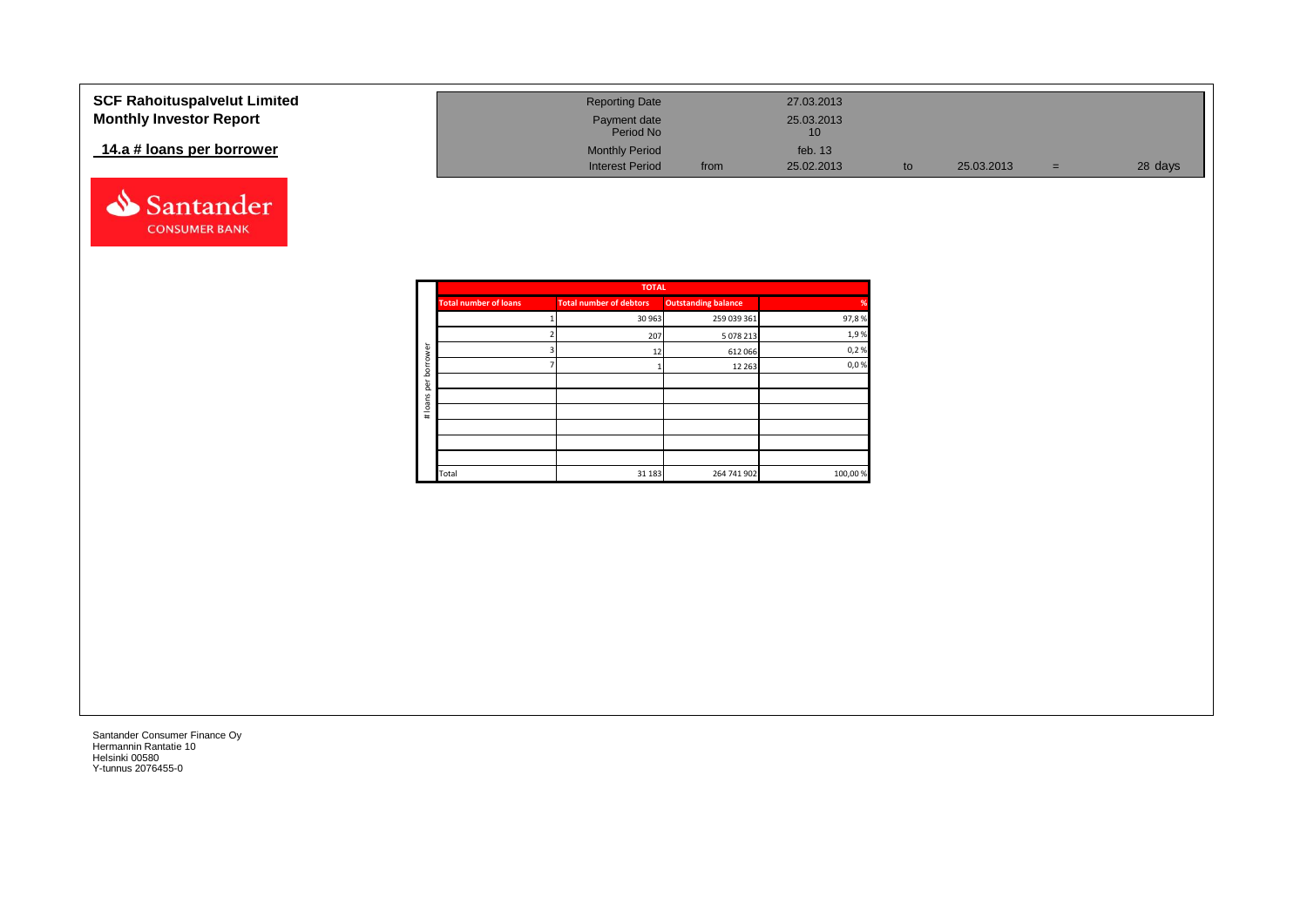**SCF Rahoituspalvelut Limited**
**Monthly Investor Report**

**14.a # loans per borrower**

| | | | | | | | |
|---|---|---|---|---|---|---|---|
| Reporting Date | | 27.03.2013 | | | | |
| Payment date | | 25.03.2013 | | | | |
| Period No | | 10 | | | | |
| Monthly Period | | feb. 13 | | | | |
| Interest Period | from | 25.02.2013 | to | 25.03.2013 | = | 28 days |

# loans per borrower

| TOTAL | | | |
|---|---|---|---|
| **Total number of loans** | **Total number of debtors** | **Outstanding balance** | **%** |
| 1 | 30 963 | 259 039 361 | 97,8 % |
| 2 | 207 | 5 078 213 | 1,9 % |
| 3 | 12 | 612 066 | 0,2 % |
| 7 | 1 | 12 263 | 0,0 % |
| | | | |
| | | | |
| | | | |
| | | | |
| | | | |
| | | | |
| Total | 31 183 | 264 741 902 | 100,00 % |

Santander Consumer Finance Oy
Hermannin Rantatie 10
Helsinki 00580
Y-tunnus 2076455-0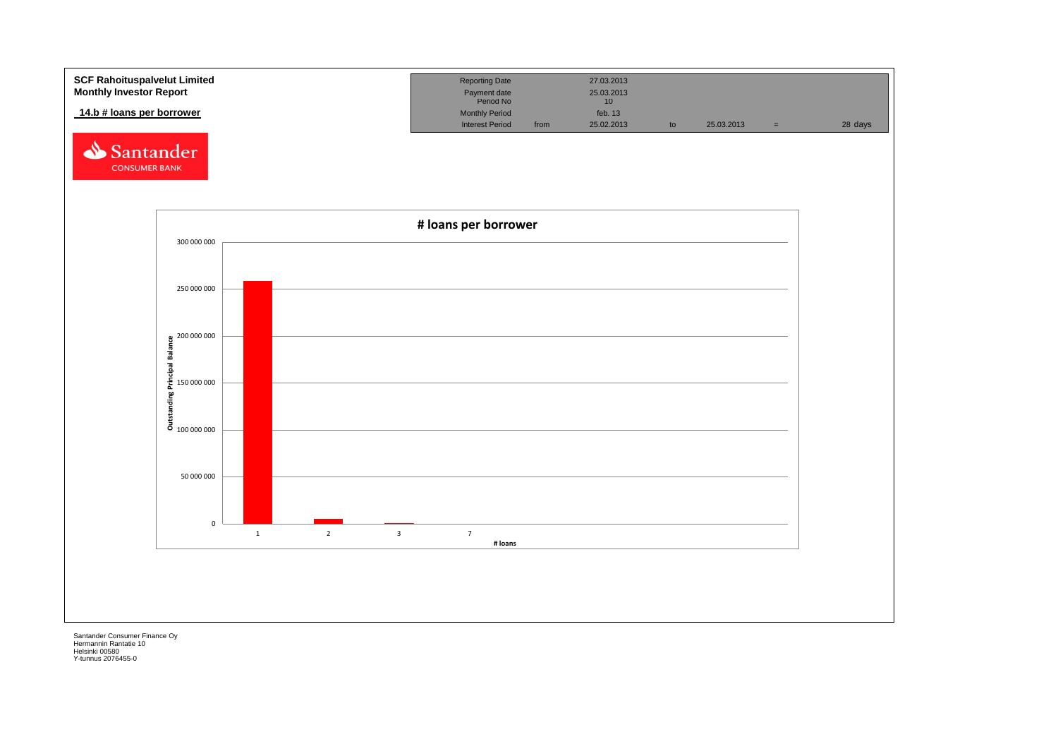**SCF Rahoituspalvelut Limited**
**Monthly Investor Report**

**14.b # loans per borrower**

| Reporting Date | | 27.03.2013 | | | | |
|---|---|---|---|---|---|---|
| Payment date | | 25.03.2013 | | | | |
| Period No | | 10 | | | | |
| Monthly Period | | feb. 13 | | | | |
| Interest Period | from | 25.02.2013 | to | 25.03.2013 | = | 28 days |

Santander
CONSUMER BANK

**# loans per borrower**

Outstanding Principal Balance

300 000 000
250 000 000
200 000 000
150 000 000
100 000 000
50 000 000
0

1 2 3 7

**# loans**

Santander Consumer Finance Oy
Hermannin Rantatie 10
Helsinki 00580
Y-tunnus 2076455-0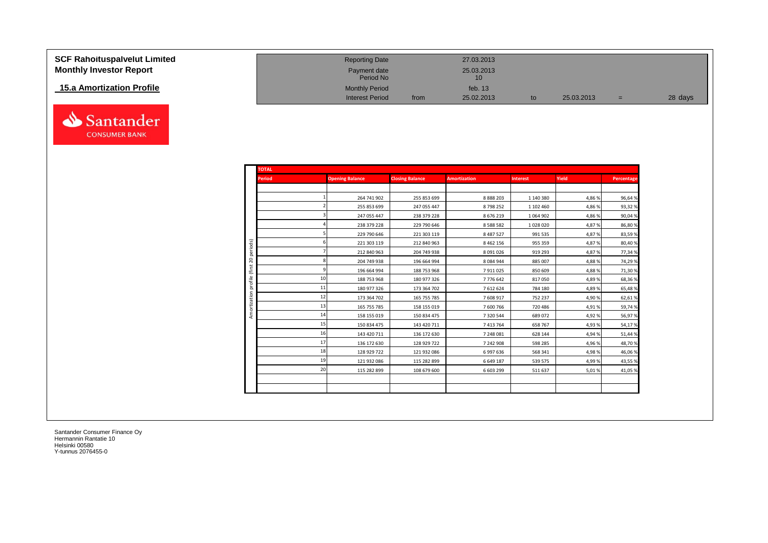# SCF Rahoituspalvelut Limited
## Monthly Investor Report

### 15.a Amortization Profile

| | | | | | | |
|---|---|---|---|---|---|---|
| Reporting Date | | 27.03.2013 | | | | |
| Payment date | | 25.03.2013 | | | | |
| Period No | | 10 | | | | |
| Monthly Period | | feb. 13 | | | | |
| Interest Period | from | 25.02.2013 | to | 25.03.2013 | = | 28 days |

**TOTAL** — Amortization profile (first 20 periods)

| Period | Opening Balance | Closing Balance | Amortization | Interest | Yield | Percentage |
|---|---|---|---|---|---|---|
| 1 | 264 741 902 | 255 853 699 | 8 888 203 | 1 140 380 | 4,86 % | 96,64 % |
| 2 | 255 853 699 | 247 055 447 | 8 798 252 | 1 102 460 | 4,86 % | 93,32 % |
| 3 | 247 055 447 | 238 379 228 | 8 676 219 | 1 064 902 | 4,86 % | 90,04 % |
| 4 | 238 379 228 | 229 790 646 | 8 588 582 | 1 028 020 | 4,87 % | 86,80 % |
| 5 | 229 790 646 | 221 303 119 | 8 487 527 | 991 535 | 4,87 % | 83,59 % |
| 6 | 221 303 119 | 212 840 963 | 8 462 156 | 955 359 | 4,87 % | 80,40 % |
| 7 | 212 840 963 | 204 749 938 | 8 091 026 | 919 293 | 4,87 % | 77,34 % |
| 8 | 204 749 938 | 196 664 994 | 8 084 944 | 885 007 | 4,88 % | 74,29 % |
| 9 | 196 664 994 | 188 753 968 | 7 911 025 | 850 609 | 4,88 % | 71,30 % |
| 10 | 188 753 968 | 180 977 326 | 7 776 642 | 817 050 | 4,89 % | 68,36 % |
| 11 | 180 977 326 | 173 364 702 | 7 612 624 | 784 180 | 4,89 % | 65,48 % |
| 12 | 173 364 702 | 165 755 785 | 7 608 917 | 752 237 | 4,90 % | 62,61 % |
| 13 | 165 755 785 | 158 155 019 | 7 600 766 | 720 486 | 4,91 % | 59,74 % |
| 14 | 158 155 019 | 150 834 475 | 7 320 544 | 689 072 | 4,92 % | 56,97 % |
| 15 | 150 834 475 | 143 420 711 | 7 413 764 | 658 767 | 4,93 % | 54,17 % |
| 16 | 143 420 711 | 136 172 630 | 7 248 081 | 628 144 | 4,94 % | 51,44 % |
| 17 | 136 172 630 | 128 929 722 | 7 242 908 | 598 285 | 4,96 % | 48,70 % |
| 18 | 128 929 722 | 121 932 086 | 6 997 636 | 568 341 | 4,98 % | 46,06 % |
| 19 | 121 932 086 | 115 282 899 | 6 649 187 | 539 575 | 4,99 % | 43,55 % |
| 20 | 115 282 899 | 108 679 600 | 6 603 299 | 511 637 | 5,01 % | 41,05 % |

Santander Consumer Finance Oy
Hermannin Rantatie 10
Helsinki 00580
Y-tunnus 2076455-0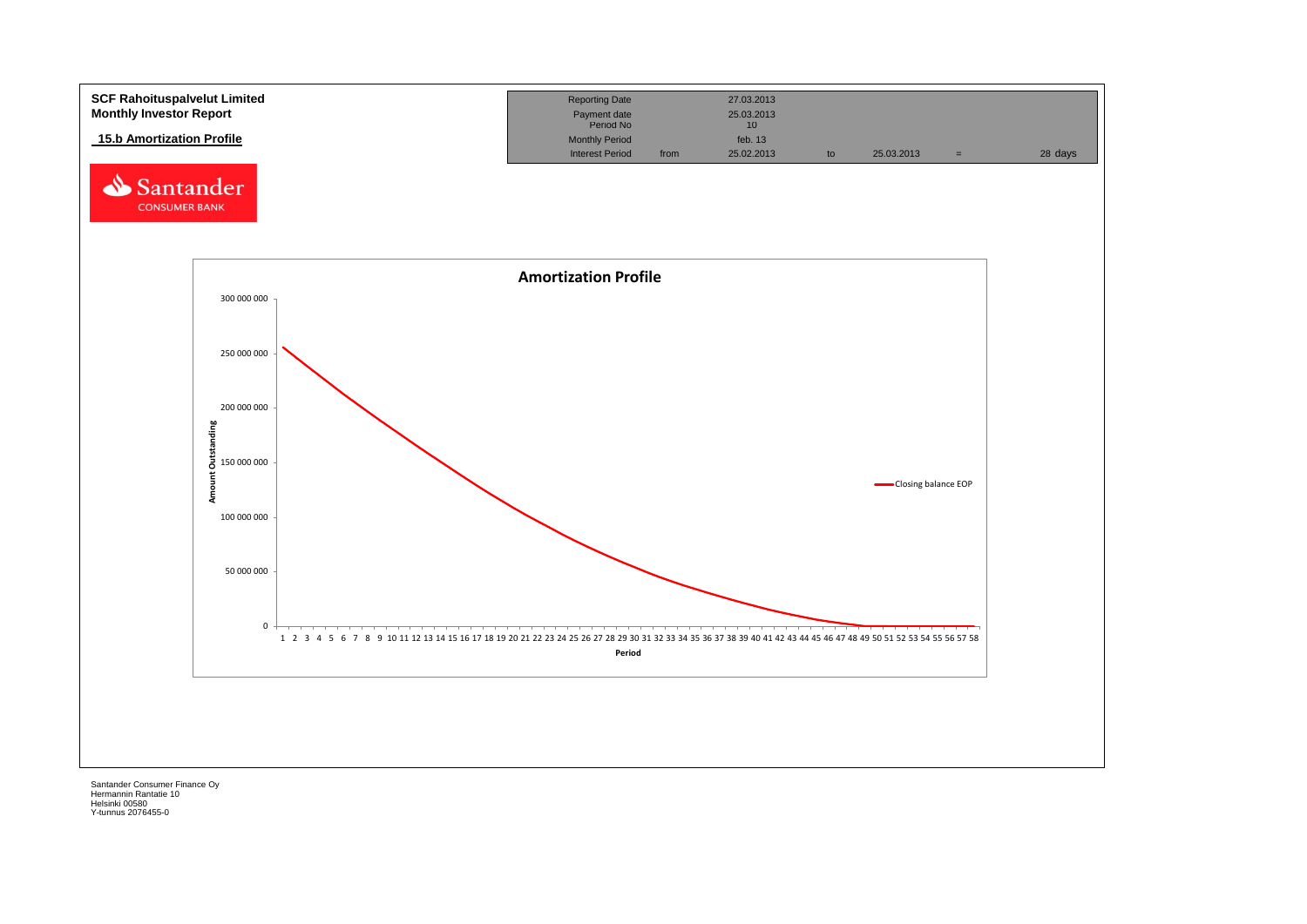**SCF Rahoituspalvelut Limited**
**Monthly Investor Report**

**15.b Amortization Profile**

| | | | | | | |
|---|---|---|---|---|---|---|
| Reporting Date | | 27.03.2013 | | | | |
| Payment date | | 25.03.2013 | | | | |
| Period No | | 10 | | | | |
| Monthly Period | | feb. 13 | | | | |
| Interest Period | from | 25.02.2013 | to | 25.03.2013 | = | 28 days |

**Amortization Profile**

Amount Outstanding

300 000 000
250 000 000
200 000 000
150 000 000
100 000 000
50 000 000
0

Period

1 2 3 4 5 6 7 8 9 10 11 12 13 14 15 16 17 18 19 20 21 22 23 24 25 26 27 28 29 30 31 32 33 34 35 36 37 38 39 40 41 42 43 44 45 46 47 48 49 50 51 52 53 54 55 56 57 58

Closing balance EOP

Santander Consumer Finance Oy
Hermannin Rantatie 10
Helsinki 00580
Y-tunnus 2076455-0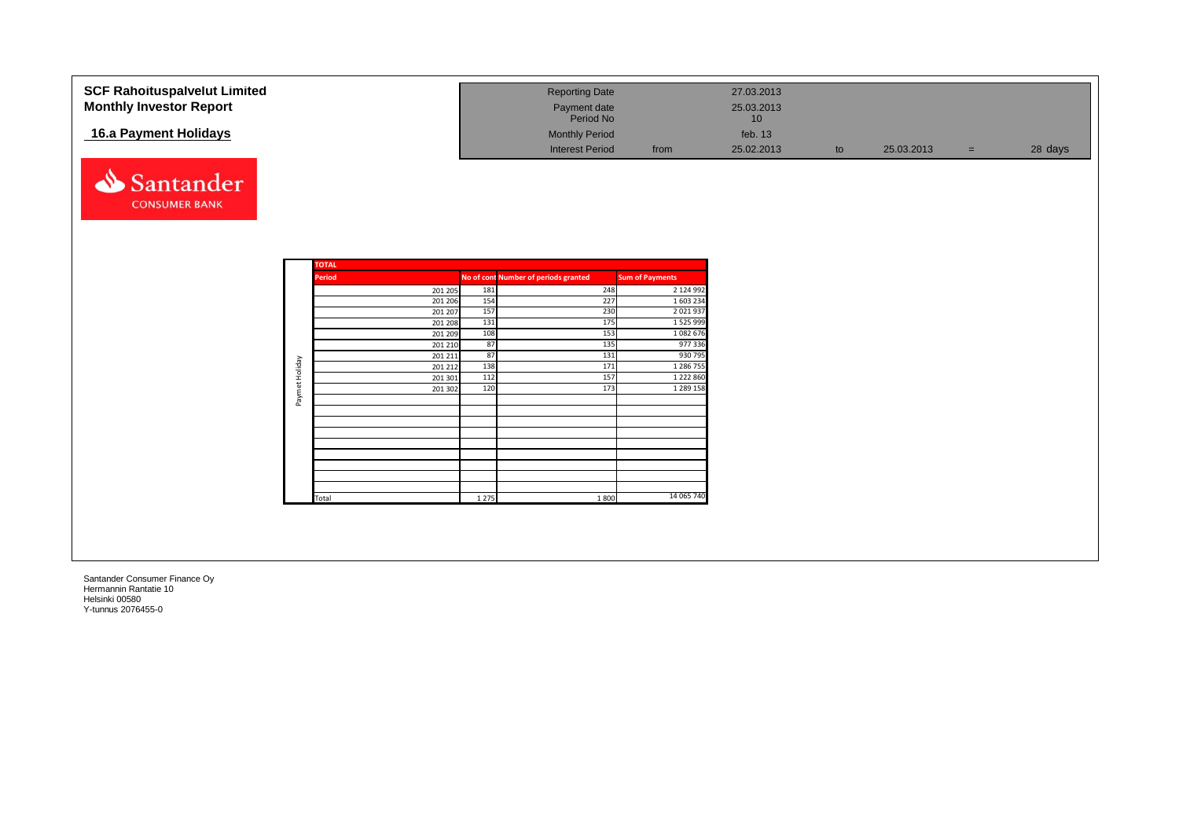# SCF Rahoituspalvelut Limited
## Monthly Investor Report

### 16.a Payment Holidays

| | | | | | | | |
|---|---|---|---|---|---|---|---|
| Reporting Date | | 27.03.2013 | | | | | |
| Payment date | | 25.03.2013 | | | | | |
| Period No | | 10 | | | | | |
| Monthly Period | | feb. 13 | | | | | |
| Interest Period | from | 25.02.2013 | to | 25.03.2013 | = | 28 days | |

| TOTAL | | | | |
|---|---|---|---|---|
| | Period | No of cont | Number of periods granted | Sum of Payments |
| Paymet Holiday | 201 205 | 181 | 248 | 2 124 992 |
| | 201 206 | 154 | 227 | 1 603 234 |
| | 201 207 | 157 | 230 | 2 021 937 |
| | 201 208 | 131 | 175 | 1 525 999 |
| | 201 209 | 108 | 153 | 1 082 676 |
| | 201 210 | 87 | 135 | 977 336 |
| | 201 211 | 87 | 131 | 930 795 |
| | 201 212 | 138 | 171 | 1 286 755 |
| | 201 301 | 112 | 157 | 1 222 860 |
| | 201 302 | 120 | 173 | 1 289 158 |
| | Total | 1 275 | 1 800 | 14 065 740 |

Santander Consumer Finance Oy
Hermannin Rantatie 10
Helsinki 00580
Y-tunnus 2076455-0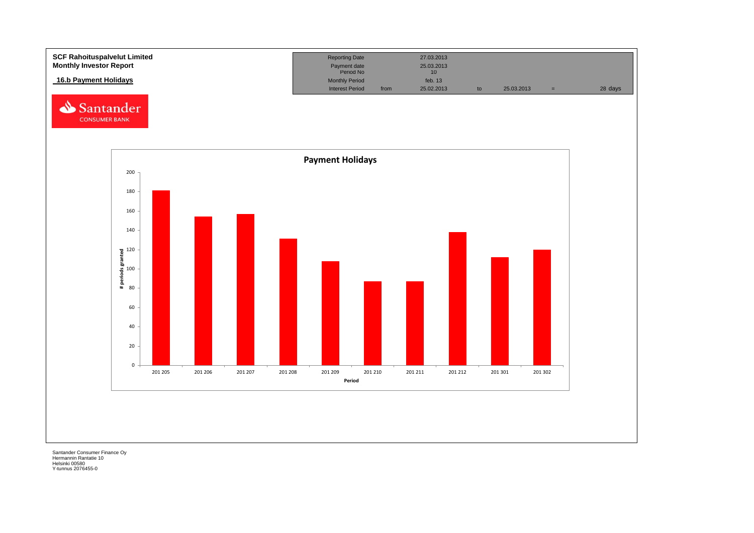**SCF Rahoituspalvelut Limited**
**Monthly Investor Report**

## 16.b Payment Holidays

| Reporting Date | | 27.03.2013 | | | | |
|---|---|---|---|---|---|---|
| Payment date | | 25.03.2013 | | | | |
| Period No | | 10 | | | | |
| Monthly Period | | feb. 13 | | | | |
| Interest Period | from | 25.02.2013 | to | 25.03.2013 | = | 28 days |

**Payment Holidays**

| Period | # periods granted |
|---|---|
| 201 205 | 181 |
| 201 206 | 154 |
| 201 207 | 157 |
| 201 208 | 131 |
| 201 209 | 108 |
| 201 210 | 87 |
| 201 211 | 87 |
| 201 212 | 138 |
| 201 301 | 112 |
| 201 302 | 120 |

Santander Consumer Finance Oy
Hermannin Rantatie 10
Helsinki 00580
Y-tunnus 2076455-0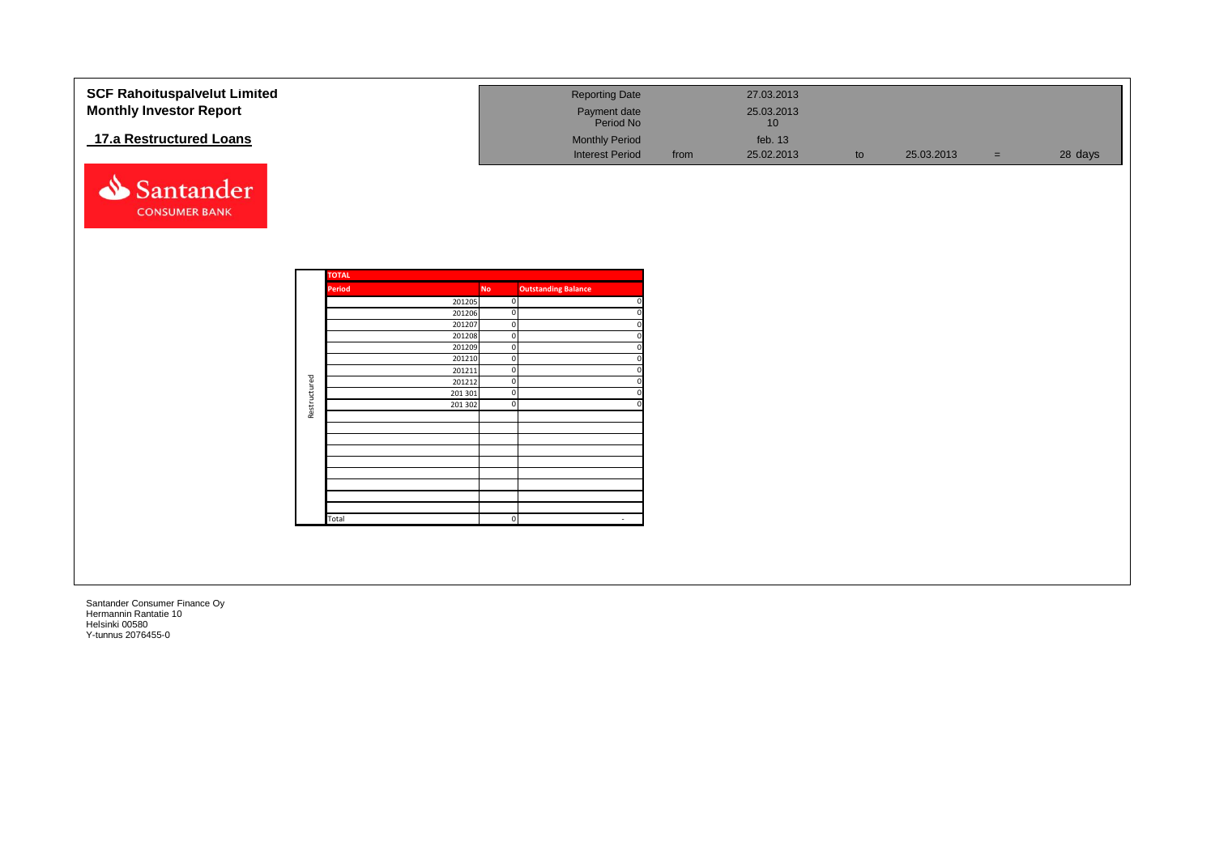**SCF Rahoituspalvelut Limited**
**Monthly Investor Report**

## 17.a Restructured Loans

| | | | | | | |
|---|---|---|---|---|---|---|
| Reporting Date | | 27.03.2013 | | | | |
| Payment date | | 25.03.2013 | | | | |
| Period No | | 10 | | | | |
| Monthly Period | | feb. 13 | | | | |
| Interest Period | from | 25.02.2013 | to | 25.03.2013 | = | 28 days |

Santander CONSUMER BANK

| TOTAL | | | |
|---|---|---|---|
| | Period | No | Outstanding Balance |
| Restructured | 201205 | 0 | 0 |
| | 201206 | 0 | 0 |
| | 201207 | 0 | 0 |
| | 201208 | 0 | 0 |
| | 201209 | 0 | 0 |
| | 201210 | 0 | 0 |
| | 201211 | 0 | 0 |
| | 201212 | 0 | 0 |
| | 201 301 | 0 | 0 |
| | 201 302 | 0 | 0 |
| | Total | 0 | - |

Santander Consumer Finance Oy
Hermannin Rantatie 10
Helsinki 00580
Y-tunnus 2076455-0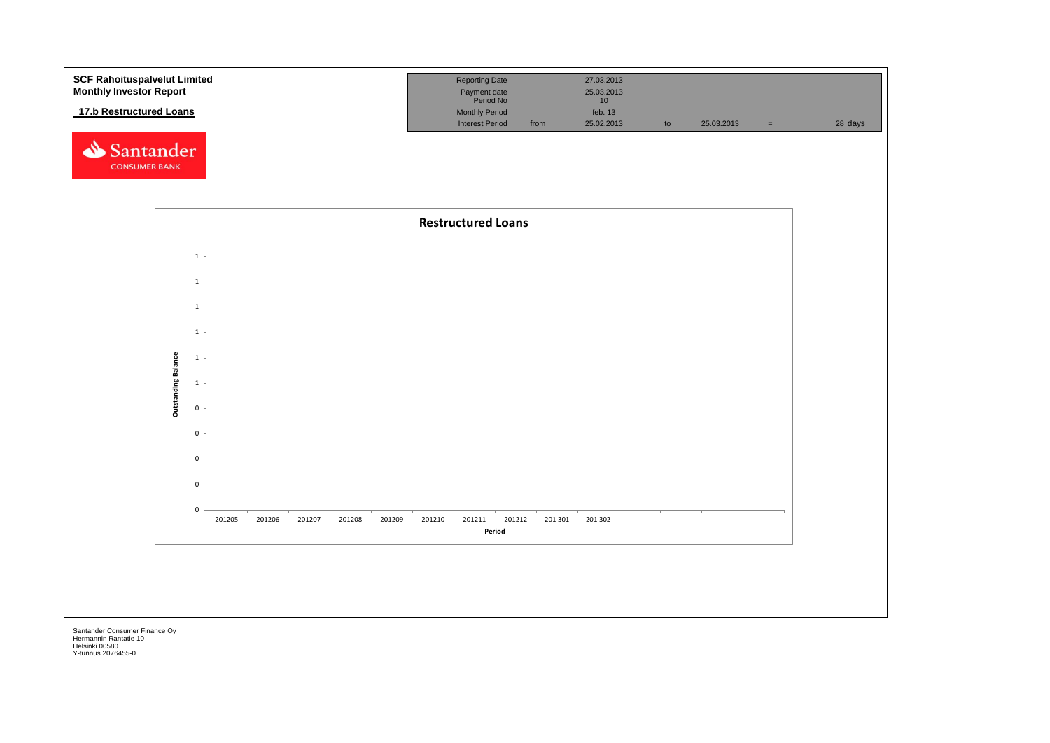**SCF Rahoituspalvelut Limited**
**Monthly Investor Report**

**17.b Restructured Loans**

| Reporting Date | | 27.03.2013 | | | | |
|---|---|---|---|---|---|---|
| Payment date | | 25.03.2013 | | | | |
| Period No | | 10 | | | | |
| Monthly Period | | feb. 13 | | | | |
| Interest Period | from | 25.02.2013 | to | 25.03.2013 | = | 28 days |

Santander CONSUMER BANK

**Restructured Loans**

Outstanding Balance: 1, 1, 1, 1, 1, 1, 0, 0, 0, 0, 0

Period: 201205, 201206, 201207, 201208, 201209, 201210, 201211, 201212, 201 301, 201 302

Santander Consumer Finance Oy
Hermannin Rantatie 10
Helsinki 00580
Y-tunnus 2076455-0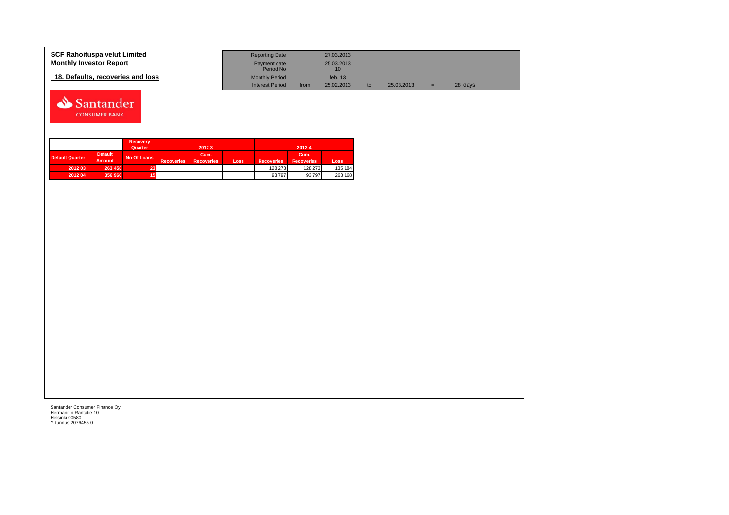**SCF Rahoituspalvelut Limited**
**Monthly Investor Report**

**18. Defaults, recoveries and loss**

| Reporting Date | | 27.03.2013 | | | | |
|---|---|---|---|---|---|---|
| Payment date<br>Period No | | 25.03.2013<br>10 | | | | |
| Monthly Period | | feb. 13 | | | | |
| Interest Period | from | 25.02.2013 | to | 25.03.2013 | = | 28 days |

| | | Recovery Quarter | 2012 3 | | | 2012 4 | | |
|---|---|---|---|---|---|---|---|---|
| Default Quarter | Default Amount | No Of Loans | Recoveries | Cum. Recoveries | Loss | Recoveries | Cum. Recoveries | Loss |
| 2012 03 | 263 458 | 23 | | | | 128 273 | 128 273 | 135 184 |
| 2012 04 | 356 966 | 15 | | | | 93 797 | 93 797 | 263 168 |

Santander Consumer Finance Oy
Hermannin Rantatie 10
Helsinki 00580
Y-tunnus 2076455-0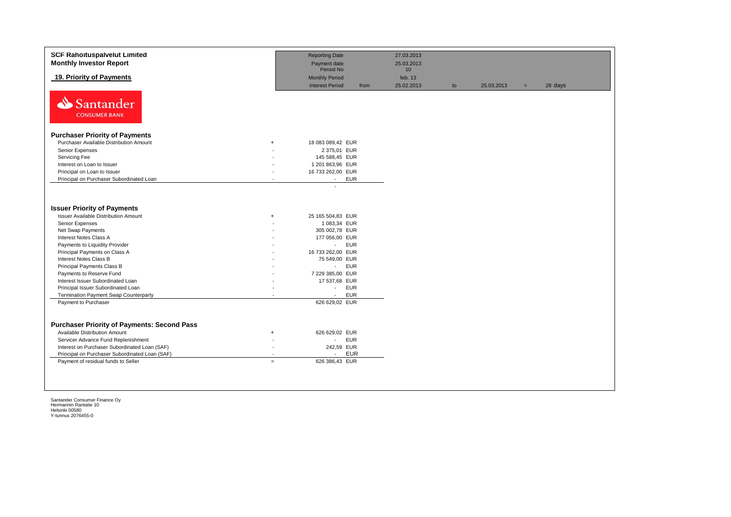**SCF Rahoituspalvelut Limited**
**Monthly Investor Report**

## 19. Priority of Payments

| | | | | | | |
|---|---|---|---|---|---|---|
| Reporting Date | | 27.03.2013 | | | | |
| Payment date | | 25.03.2013 | | | | |
| Period No | | 10 | | | | |
| Monthly Period | | feb. 13 | | | | |
| Interest Period | from | 25.02.2013 | to | 25.03.2013 | = | 28 days |

Santander CONSUMER BANK

### Purchaser Priority of Payments

| | | | |
|---|---|---|---|
| Purchaser Available Distribution Amount | + | 18 083 089,42 | EUR |
| Senior Expenses | - | 2 375,01 | EUR |
| Servicing Fee | - | 145 588,45 | EUR |
| Interest on Loan to Issuer | - | 1 201 863,96 | EUR |
| Principal on Loan to Issuer | - | 16 733 262,00 | EUR |
| Principal on Purchaser Subordinated Loan | - | - | EUR |
| | | - | |

### Issuer Priority of Payments

| | | | |
|---|---|---|---|
| Issuer Available Distribution Amount | + | 25 165 504,83 | EUR |
| Senior Expenses | - | 1 083,34 | EUR |
| Net Swap Payments | - | 305 002,78 | EUR |
| Interest Notes Class A | - | 177 056,00 | EUR |
| Payments to Liquidity Provider | - | - | EUR |
| Principal Payments on Class A | - | 16 733 262,00 | EUR |
| Interest Notes Class B | - | 75 549,00 | EUR |
| Principal Payments Class B | - | - | EUR |
| Payments to Reserve Fund | - | 7 229 385,00 | EUR |
| Interest Issuer Subordinated Loan | - | 17 537,68 | EUR |
| Principal Issuer Subordinated Loan | - | - | EUR |
| Termination Payment Swap Counterparty | - | - | EUR |
| Payment to Purchaser | | 626 629,02 | EUR |

### Purchaser Priority of Payments: Second Pass

| | | | |
|---|---|---|---|
| Available Distribution Amount | + | 626 629,02 | EUR |
| Servicer Advance Fund Replenishment | - | - | EUR |
| Interest on Purchaser Subordinated Loan (SAF) | - | 242,59 | EUR |
| Principal on Purchaser Subordinated Loan (SAF) | - | - | EUR |
| Payment of residual funds to Seller | = | 626 386,43 | EUR |

Santander Consumer Finance Oy
Hermannin Rantatie 10
Helsinki 00580
Y-tunnus 2076455-0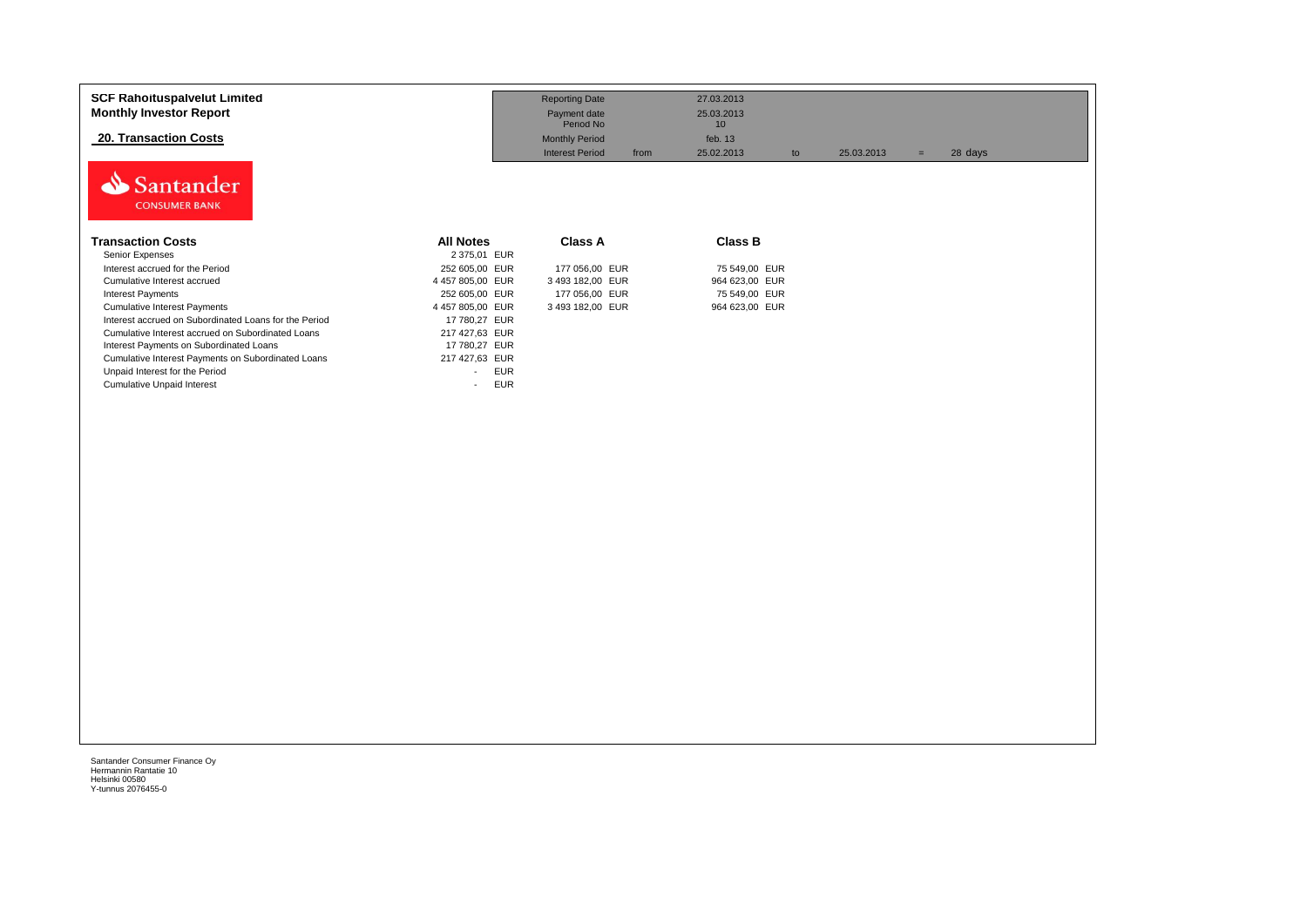**SCF Rahoituspalvelut Limited**
**Monthly Investor Report**

## 20. Transaction Costs

| | | | | | | | |
|---|---|---|---|---|---|---|---|
| Reporting Date | | 27.03.2013 | | | | | |
| Payment date | | 25.03.2013 | | | | | |
| Period No | | 10 | | | | | |
| Monthly Period | | feb. 13 | | | | | |
| Interest Period | from | 25.02.2013 | to | 25.03.2013 | = | 28 | days |

| Transaction Costs | All Notes | | Class A | | Class B | |
|---|---|---|---|---|---|---|
| Senior Expenses | 2 375,01 | EUR | | | | |
| Interest accrued for the Period | 252 605,00 | EUR | 177 056,00 | EUR | 75 549,00 | EUR |
| Cumulative Interest accrued | 4 457 805,00 | EUR | 3 493 182,00 | EUR | 964 623,00 | EUR |
| Interest Payments | 252 605,00 | EUR | 177 056,00 | EUR | 75 549,00 | EUR |
| Cumulative Interest Payments | 4 457 805,00 | EUR | 3 493 182,00 | EUR | 964 623,00 | EUR |
| Interest accrued on Subordinated Loans for the Period | 17 780,27 | EUR | | | | |
| Cumulative Interest accrued on Subordinated Loans | 217 427,63 | EUR | | | | |
| Interest Payments on Subordinated Loans | 17 780,27 | EUR | | | | |
| Cumulative Interest Payments on Subordinated Loans | 217 427,63 | EUR | | | | |
| Unpaid Interest for the Period | - | EUR | | | | |
| Cumulative Unpaid Interest | - | EUR | | | | |

Santander Consumer Finance Oy
Hermannin Rantatie 10
Helsinki 00580
Y-tunnus 2076455-0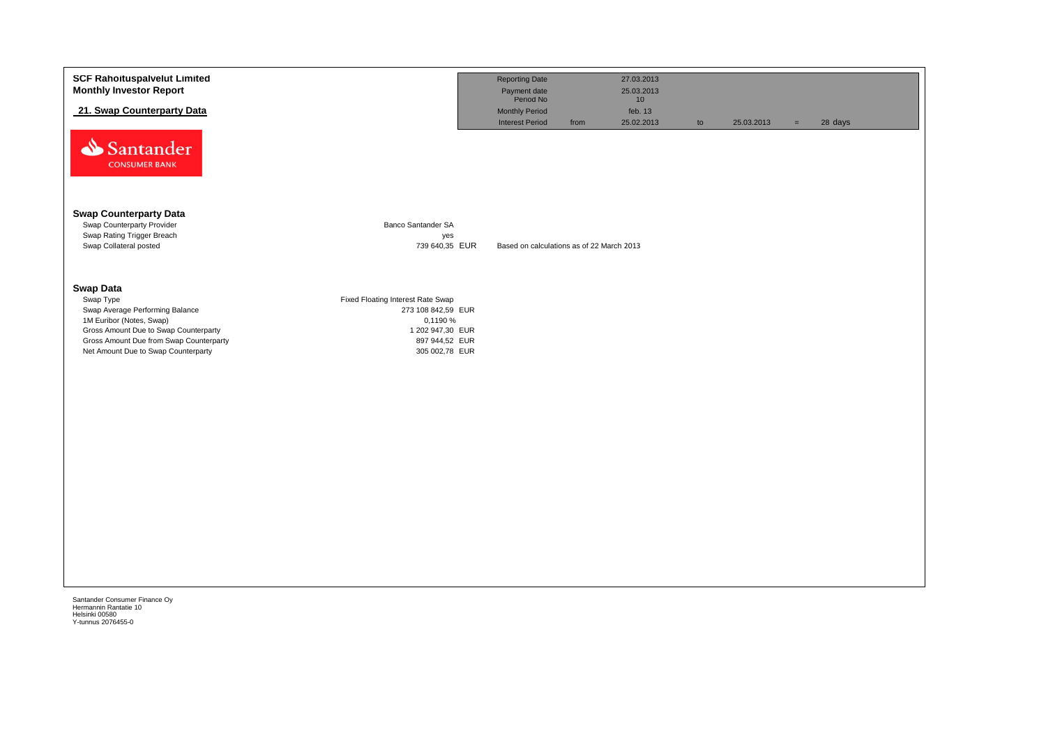**SCF Rahoituspalvelut Limited**
**Monthly Investor Report**

**21. Swap Counterparty Data**

| | | | | | | |
|---|---|---|---|---|---|---|
| Reporting Date | | 27.03.2013 | | | | |
| Payment date | | 25.03.2013 | | | | |
| Period No | | 10 | | | | |
| Monthly Period | | feb. 13 | | | | |
| Interest Period | from | 25.02.2013 | to | 25.03.2013 | = | 28 days |

Santander CONSUMER BANK

## Swap Counterparty Data

| | | |
|---|---|---|
| Swap Counterparty Provider | Banco Santander SA | |
| Swap Rating Trigger Breach | yes | |
| Swap Collateral posted | 739 640,35 EUR | Based on calculations as of 22 March 2013 |

## Swap Data

| | |
|---|---|
| Swap Type | Fixed Floating Interest Rate Swap |
| Swap Average Performing Balance | 273 108 842,59 EUR |
| 1M Euribor (Notes, Swap) | 0,1190 % |
| Gross Amount Due to Swap Counterparty | 1 202 947,30 EUR |
| Gross Amount Due from Swap Counterparty | 897 944,52 EUR |
| Net Amount Due to Swap Counterparty | 305 002,78 EUR |

Santander Consumer Finance Oy
Hermannin Rantatie 10
Helsinki 00580
Y-tunnus 2076455-0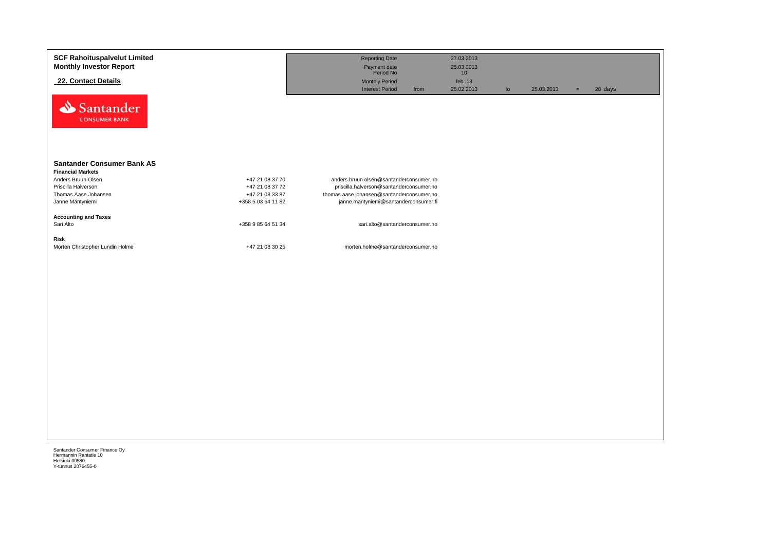**SCF Rahoituspalvelut Limited**
**Monthly Investor Report**

## 22. Contact Details

| | | | | | | | |
|---|---|---|---|---|---|---|---|
| Reporting Date | | 27.03.2013 | | | | | |
| Payment date | | 25.03.2013 | | | | | |
| Period No | | 10 | | | | | |
| Monthly Period | | feb. 13 | | | | | |
| Interest Period | from | 25.02.2013 | to | 25.03.2013 | = | 28 | days |

Santander CONSUMER BANK

### Santander Consumer Bank AS

**Financial Markets**

| | | |
|---|---|---|
| Anders Bruun-Olsen | +47 21 08 37 70 | anders.bruun.olsen@santanderconsumer.no |
| Priscilla Halverson | +47 21 08 37 72 | priscilla.halverson@santanderconsumer.no |
| Thomas Aase Johansen | +47 21 08 33 87 | thomas.aase.johansen@santanderconsumer.no |
| Janne Mäntyniemi | +358 5 03 64 11 82 | janne.mantyniemi@santanderconsumer.fi |

**Accounting and Taxes**

| | | |
|---|---|---|
| Sari Alto | +358 9 85 64 51 34 | sari.alto@santanderconsumer.no |

**Risk**

| | | |
|---|---|---|
| Morten Christopher Lundin Holme | +47 21 08 30 25 | morten.holme@santanderconsumer.no |

Santander Consumer Finance Oy
Hermannin Rantatie 10
Helsinki 00580
Y-tunnus 2076455-0